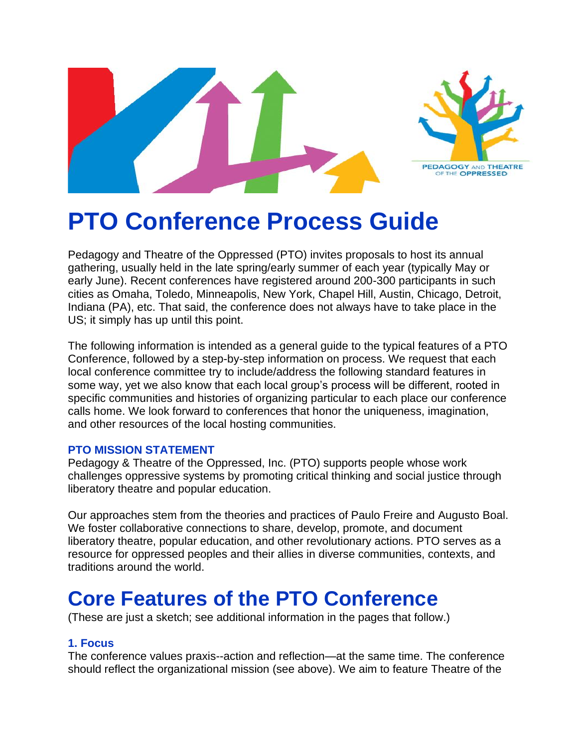# PTO Conference Process Guide

Pedagogy and Theatre of the Oppressed (PTO) invites proposals to host its annual gathering, usually held in the late spring/early summer of each year (typically May or early June). Recent conferences have registered around 200-300 participants in such cities as Omaha, Toledo, Minneapolis, New York, Chapel Hill, Austin, Chicago, Detroit, Indiana (PA), etc. That said, the conference does not always have to take place in the US; it simply has up until this point.

The following information is intended as a general guide to the typical features of a PTO Conference, followed by a step-by-step information on process. We request that each local conference committee try to include/address the following standard features in some way, yet we also know that each local group's process will be different, rooted in specific communities and histories of organizing particular to each place our conference calls home. We look forward to conferences that honor the uniqueness, imagination, and other resources of the local hosting communities.

### PTO MISSION STATEMENT

Pedagogy & Theatre of the Oppressed, Inc. (PTO) supports people whose work challenges oppressive systems by promoting critical thinking and social justice through liberatory theatre and popular education.

Our approaches stem from the theories and practices of Paulo Freire and Augusto Boal. We foster collaborative connections to share, develop, promote, and document liberatory theatre, popular education, and other revolutionary actions. PTO serves as a resource for oppressed peoples and their allies in diverse communities, contexts, and traditions around the world.

## Core Features of the PTO Conference

(These are just a sketch; see additional information in the pages that follow.)

### 1. Focus

The conference values praxis--action and reflection—at the same time. The conference should reflect the organizational mission (see above). We aim to feature Theatre of the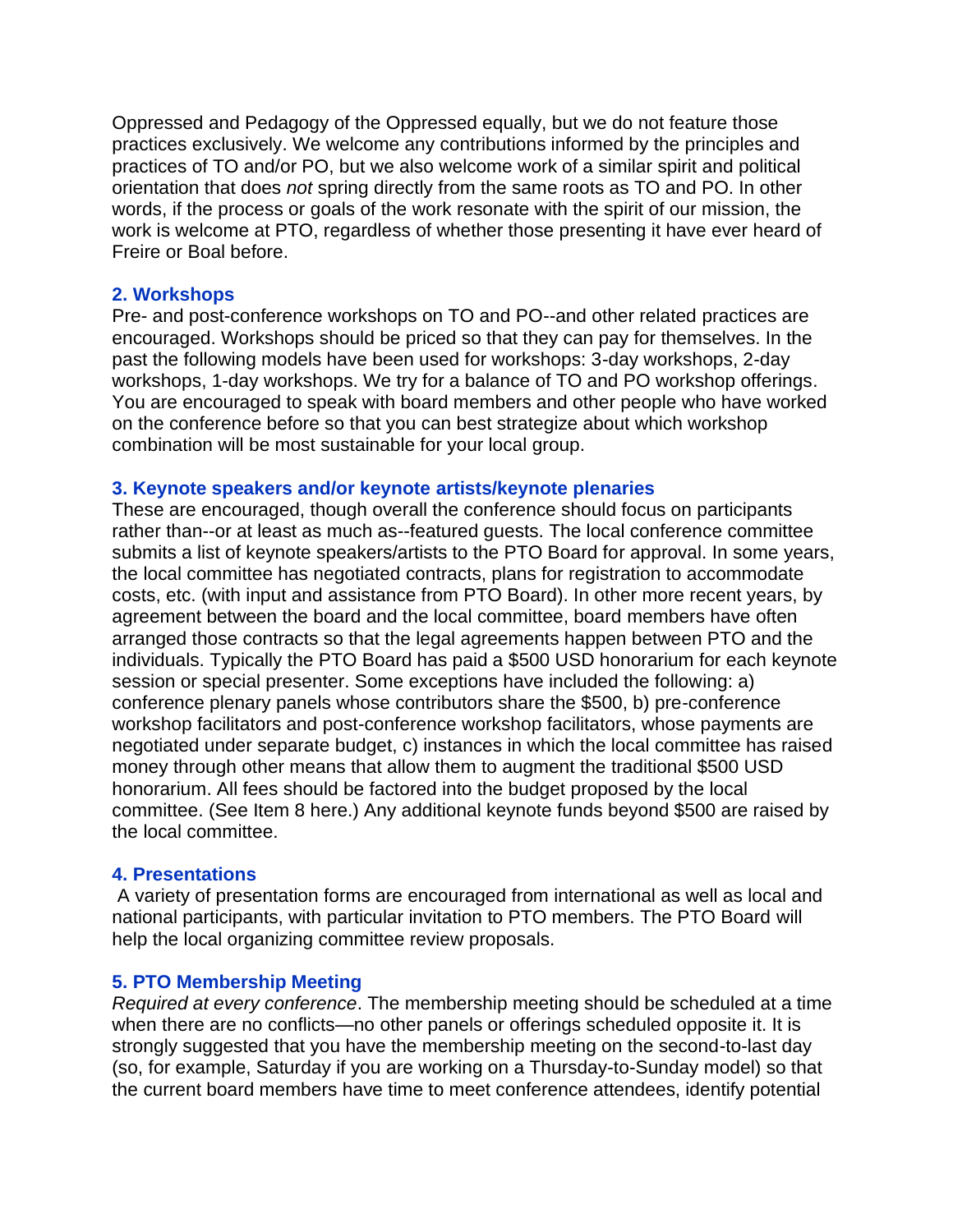Oppressed and Pedagogy of the Oppressed equally, but we do not feature those practices exclusively. We welcome any contributions informed by the principles and practices of TO and/or PO, but we also welcome work of a similar spirit and political orientation that does *not* spring directly from the same roots as TO and PO. In other words, if the process or goals of the work resonate with the spirit of our mission, the work is welcome at PTO, regardless of whether those presenting it have ever heard of Freire or Boal before.

### 2. Workshops

Pre- and post-conference workshops on TO and PO--and other related practices are encouraged. Workshops should be priced so that they can pay for themselves. In the past the following models have been used for workshops: 3-day workshops, 2-day workshops, 1-day workshops. We try for a balance of TO and PO workshop offerings. You are encouraged to speak with board members and other people who have worked on the conference before so that you can best strategize about which workshop combination will be most sustainable for your local group.

### 3. Keynote speakers and/or keynote artists/keynote plenaries

These are encouraged, though overall the conference should focus on participants rather than--or at least as much as--featured guests. The local conference committee submits a list of keynote speakers/artists to the PTO Board for approval. In some years, the local committee has negotiated contracts, plans for registration to accommodate costs, etc. (with input and assistance from PTO Board). In other more recent years, by agreement between the board and the local committee, board members have often arranged those contracts so that the legal agreements happen between PTO and the individuals. Typically the PTO Board has paid a $500 USD honorarium for each keynote session or special presenter. Some exceptions have included the following: a) conference plenary panels whose contributors share the $500, b) pre-conference workshop facilitators and post-conference workshop facilitators, whose payments are negotiated under separate budget, c) instances in which the local committee has raised money through other means that allow them to augment the traditional $500 USD honorarium. All fees should be factored into the budget proposed by the local committee. (See Item 8 here.) Any additional keynote funds beyond $500 are raised by the local committee.

### 4. Presentations

A variety of presentation forms are encouraged from international as well as local and national participants, with particular invitation to PTO members. The PTO Board will help the local organizing committee review proposals.

### 5. PTO Membership Meeting

*Required at every conference*. The membership meeting should be scheduled at a time when there are no conflicts—no other panels or offerings scheduled opposite it. It is strongly suggested that you have the membership meeting on the second-to-last day (so, for example, Saturday if you are working on a Thursday-to-Sunday model) so that the current board members have time to meet conference attendees, identify potential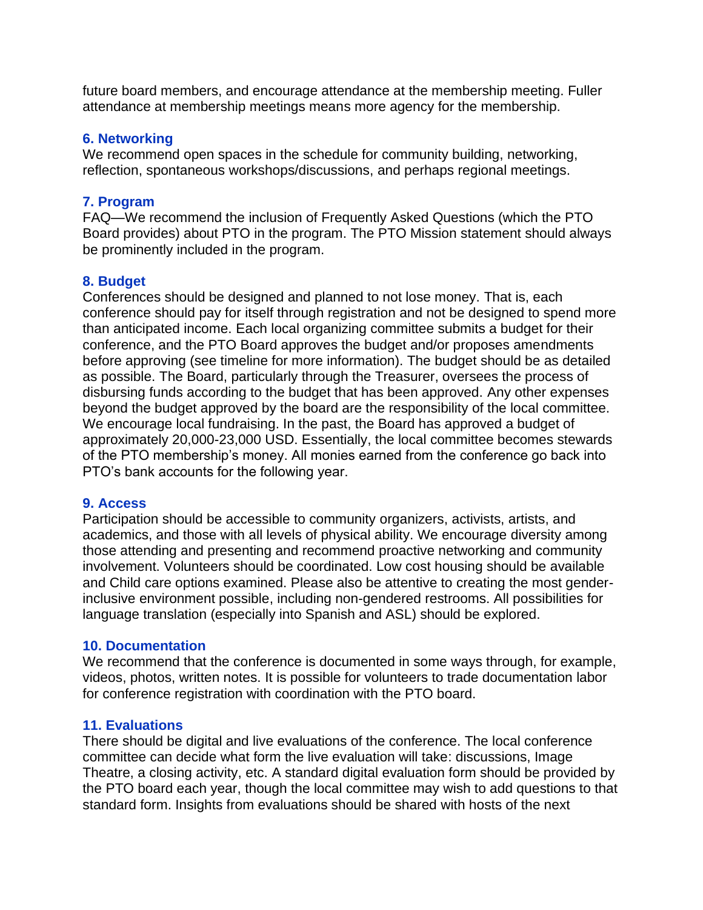future board members, and encourage attendance at the membership meeting. Fuller attendance at membership meetings means more agency for the membership.

### 6. Networking

We recommend open spaces in the schedule for community building, networking, reflection, spontaneous workshops/discussions, and perhaps regional meetings.

### 7. Program

FAQ—We recommend the inclusion of Frequently Asked Questions (which the PTO Board provides) about PTO in the program. The PTO Mission statement should always be prominently included in the program.

### 8. Budget

Conferences should be designed and planned to not lose money. That is, each conference should pay for itself through registration and not be designed to spend more than anticipated income. Each local organizing committee submits a budget for their conference, and the PTO Board approves the budget and/or proposes amendments before approving (see timeline for more information). The budget should be as detailed as possible. The Board, particularly through the Treasurer, oversees the process of disbursing funds according to the budget that has been approved. Any other expenses beyond the budget approved by the board are the responsibility of the local committee. We encourage local fundraising. In the past, the Board has approved a budget of approximately 20,000-23,000 USD. Essentially, the local committee becomes stewards of the PTO membership's money. All monies earned from the conference go back into PTO's bank accounts for the following year.

### 9. Access

Participation should be accessible to community organizers, activists, artists, and academics, and those with all levels of physical ability. We encourage diversity among those attending and presenting and recommend proactive networking and community involvement. Volunteers should be coordinated. Low cost housing should be available and Child care options examined. Please also be attentive to creating the most gender-inclusive environment possible, including non-gendered restrooms. All possibilities for language translation (especially into Spanish and ASL) should be explored.

### 10. Documentation

We recommend that the conference is documented in some ways through, for example, videos, photos, written notes. It is possible for volunteers to trade documentation labor for conference registration with coordination with the PTO board.

### 11. Evaluations

There should be digital and live evaluations of the conference. The local conference committee can decide what form the live evaluation will take: discussions, Image Theatre, a closing activity, etc. A standard digital evaluation form should be provided by the PTO board each year, though the local committee may wish to add questions to that standard form. Insights from evaluations should be shared with hosts of the next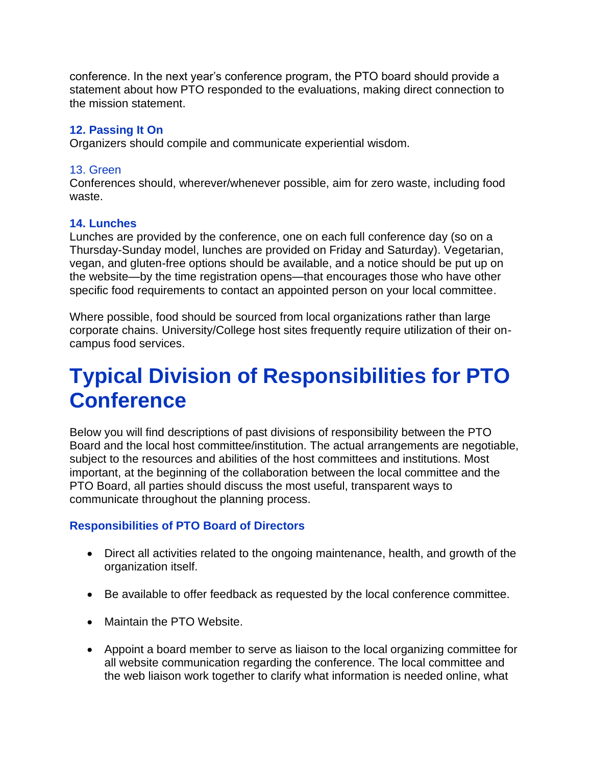conference. In the next year's conference program, the PTO board should provide a statement about how PTO responded to the evaluations, making direct connection to the mission statement.

### 12. Passing It On

Organizers should compile and communicate experiential wisdom.

### 13. Green

Conferences should, wherever/whenever possible, aim for zero waste, including food waste.

### 14. Lunches

Lunches are provided by the conference, one on each full conference day (so on a Thursday-Sunday model, lunches are provided on Friday and Saturday). Vegetarian, vegan, and gluten-free options should be available, and a notice should be put up on the website—by the time registration opens—that encourages those who have other specific food requirements to contact an appointed person on your local committee.

Where possible, food should be sourced from local organizations rather than large corporate chains. University/College host sites frequently require utilization of their on-campus food services.

# Typical Division of Responsibilities for PTO Conference

Below you will find descriptions of past divisions of responsibility between the PTO Board and the local host committee/institution. The actual arrangements are negotiable, subject to the resources and abilities of the host committees and institutions. Most important, at the beginning of the collaboration between the local committee and the PTO Board, all parties should discuss the most useful, transparent ways to communicate throughout the planning process.

### Responsibilities of PTO Board of Directors

- Direct all activities related to the ongoing maintenance, health, and growth of the organization itself.
- Be available to offer feedback as requested by the local conference committee.
- Maintain the PTO Website.
- Appoint a board member to serve as liaison to the local organizing committee for all website communication regarding the conference. The local committee and the web liaison work together to clarify what information is needed online, what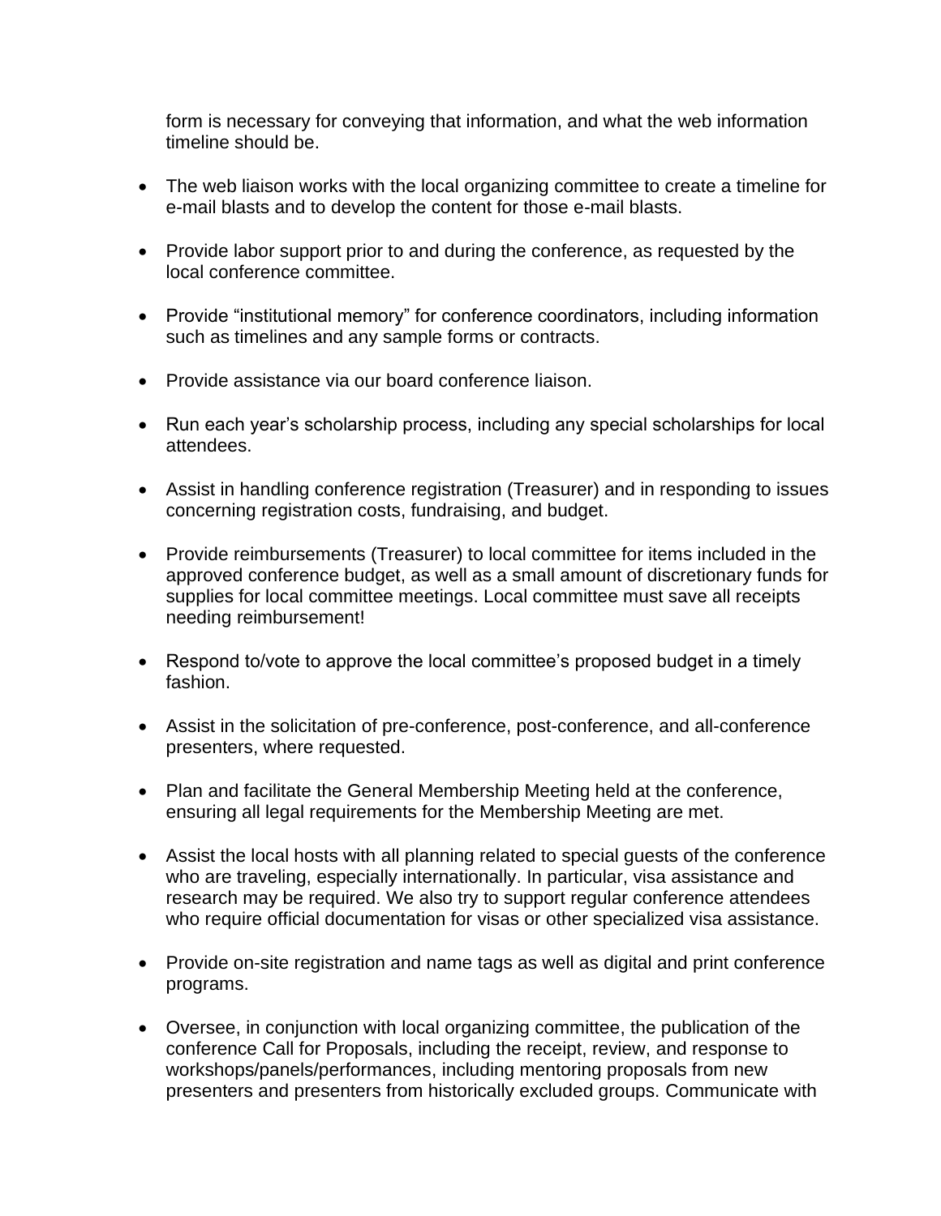form is necessary for conveying that information, and what the web information timeline should be.

- The web liaison works with the local organizing committee to create a timeline for e-mail blasts and to develop the content for those e-mail blasts.
- Provide labor support prior to and during the conference, as requested by the local conference committee.
- Provide "institutional memory" for conference coordinators, including information such as timelines and any sample forms or contracts.
- Provide assistance via our board conference liaison.
- Run each year's scholarship process, including any special scholarships for local attendees.
- Assist in handling conference registration (Treasurer) and in responding to issues concerning registration costs, fundraising, and budget.
- Provide reimbursements (Treasurer) to local committee for items included in the approved conference budget, as well as a small amount of discretionary funds for supplies for local committee meetings. Local committee must save all receipts needing reimbursement!
- Respond to/vote to approve the local committee's proposed budget in a timely fashion.
- Assist in the solicitation of pre-conference, post-conference, and all-conference presenters, where requested.
- Plan and facilitate the General Membership Meeting held at the conference, ensuring all legal requirements for the Membership Meeting are met.
- Assist the local hosts with all planning related to special guests of the conference who are traveling, especially internationally. In particular, visa assistance and research may be required. We also try to support regular conference attendees who require official documentation for visas or other specialized visa assistance.
- Provide on-site registration and name tags as well as digital and print conference programs.
- Oversee, in conjunction with local organizing committee, the publication of the conference Call for Proposals, including the receipt, review, and response to workshops/panels/performances, including mentoring proposals from new presenters and presenters from historically excluded groups. Communicate with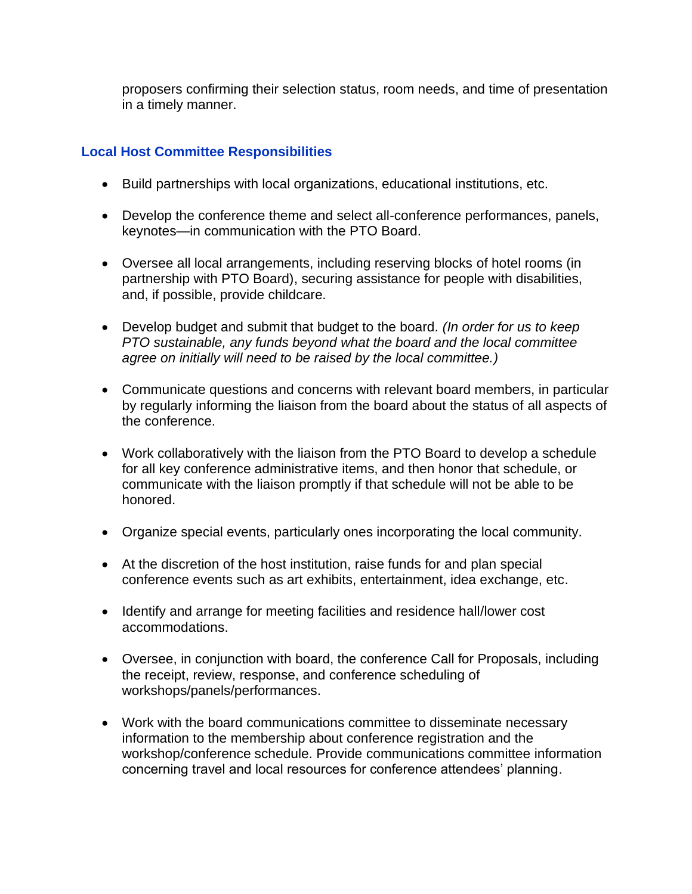proposers confirming their selection status, room needs, and time of presentation in a timely manner.

### Local Host Committee Responsibilities

- Build partnerships with local organizations, educational institutions, etc.
- Develop the conference theme and select all-conference performances, panels, keynotes—in communication with the PTO Board.
- Oversee all local arrangements, including reserving blocks of hotel rooms (in partnership with PTO Board), securing assistance for people with disabilities, and, if possible, provide childcare.
- Develop budget and submit that budget to the board. *(In order for us to keep PTO sustainable, any funds beyond what the board and the local committee agree on initially will need to be raised by the local committee.)*
- Communicate questions and concerns with relevant board members, in particular by regularly informing the liaison from the board about the status of all aspects of the conference.
- Work collaboratively with the liaison from the PTO Board to develop a schedule for all key conference administrative items, and then honor that schedule, or communicate with the liaison promptly if that schedule will not be able to be honored.
- Organize special events, particularly ones incorporating the local community.
- At the discretion of the host institution, raise funds for and plan special conference events such as art exhibits, entertainment, idea exchange, etc.
- Identify and arrange for meeting facilities and residence hall/lower cost accommodations.
- Oversee, in conjunction with board, the conference Call for Proposals, including the receipt, review, response, and conference scheduling of workshops/panels/performances.
- Work with the board communications committee to disseminate necessary information to the membership about conference registration and the workshop/conference schedule. Provide communications committee information concerning travel and local resources for conference attendees' planning.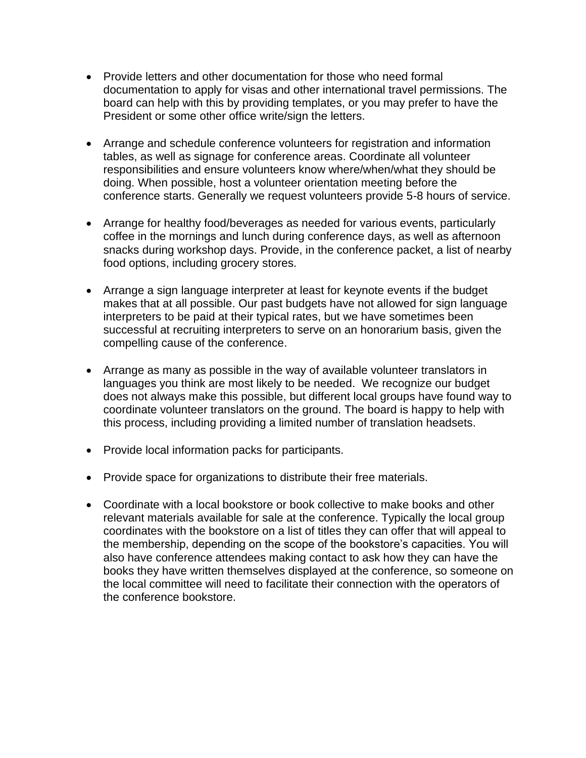- Provide letters and other documentation for those who need formal documentation to apply for visas and other international travel permissions. The board can help with this by providing templates, or you may prefer to have the President or some other office write/sign the letters.

- Arrange and schedule conference volunteers for registration and information tables, as well as signage for conference areas. Coordinate all volunteer responsibilities and ensure volunteers know where/when/what they should be doing. When possible, host a volunteer orientation meeting before the conference starts. Generally we request volunteers provide 5-8 hours of service.

- Arrange for healthy food/beverages as needed for various events, particularly coffee in the mornings and lunch during conference days, as well as afternoon snacks during workshop days. Provide, in the conference packet, a list of nearby food options, including grocery stores.

- Arrange a sign language interpreter at least for keynote events if the budget makes that at all possible. Our past budgets have not allowed for sign language interpreters to be paid at their typical rates, but we have sometimes been successful at recruiting interpreters to serve on an honorarium basis, given the compelling cause of the conference.

- Arrange as many as possible in the way of available volunteer translators in languages you think are most likely to be needed. We recognize our budget does not always make this possible, but different local groups have found way to coordinate volunteer translators on the ground. The board is happy to help with this process, including providing a limited number of translation headsets.

- Provide local information packs for participants.

- Provide space for organizations to distribute their free materials.

- Coordinate with a local bookstore or book collective to make books and other relevant materials available for sale at the conference. Typically the local group coordinates with the bookstore on a list of titles they can offer that will appeal to the membership, depending on the scope of the bookstore's capacities. You will also have conference attendees making contact to ask how they can have the books they have written themselves displayed at the conference, so someone on the local committee will need to facilitate their connection with the operators of the conference bookstore.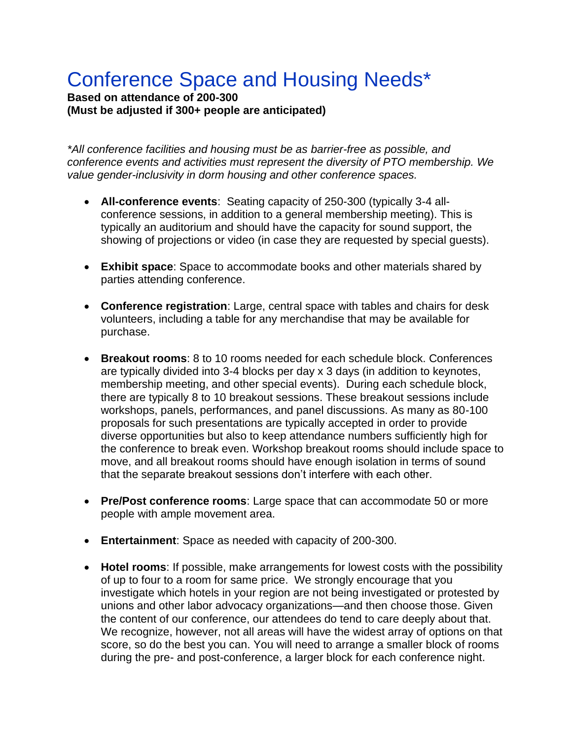# Conference Space and Housing Needs*

**Based on attendance of 200-300**
**(Must be adjusted if 300+ people are anticipated)**

*\*All conference facilities and housing must be as barrier-free as possible, and conference events and activities must represent the diversity of PTO membership. We value gender-inclusivity in dorm housing and other conference spaces.*

- **All-conference events**: Seating capacity of 250-300 (typically 3-4 all-conference sessions, in addition to a general membership meeting). This is typically an auditorium and should have the capacity for sound support, the showing of projections or video (in case they are requested by special guests).

- **Exhibit space**: Space to accommodate books and other materials shared by parties attending conference.

- **Conference registration**: Large, central space with tables and chairs for desk volunteers, including a table for any merchandise that may be available for purchase.

- **Breakout rooms**: 8 to 10 rooms needed for each schedule block. Conferences are typically divided into 3-4 blocks per day x 3 days (in addition to keynotes, membership meeting, and other special events). During each schedule block, there are typically 8 to 10 breakout sessions. These breakout sessions include workshops, panels, performances, and panel discussions. As many as 80-100 proposals for such presentations are typically accepted in order to provide diverse opportunities but also to keep attendance numbers sufficiently high for the conference to break even. Workshop breakout rooms should include space to move, and all breakout rooms should have enough isolation in terms of sound that the separate breakout sessions don't interfere with each other.

- **Pre/Post conference rooms**: Large space that can accommodate 50 or more people with ample movement area.

- **Entertainment**: Space as needed with capacity of 200-300.

- **Hotel rooms**: If possible, make arrangements for lowest costs with the possibility of up to four to a room for same price. We strongly encourage that you investigate which hotels in your region are not being investigated or protested by unions and other labor advocacy organizations—and then choose those. Given the content of our conference, our attendees do tend to care deeply about that. We recognize, however, not all areas will have the widest array of options on that score, so do the best you can. You will need to arrange a smaller block of rooms during the pre- and post-conference, a larger block for each conference night.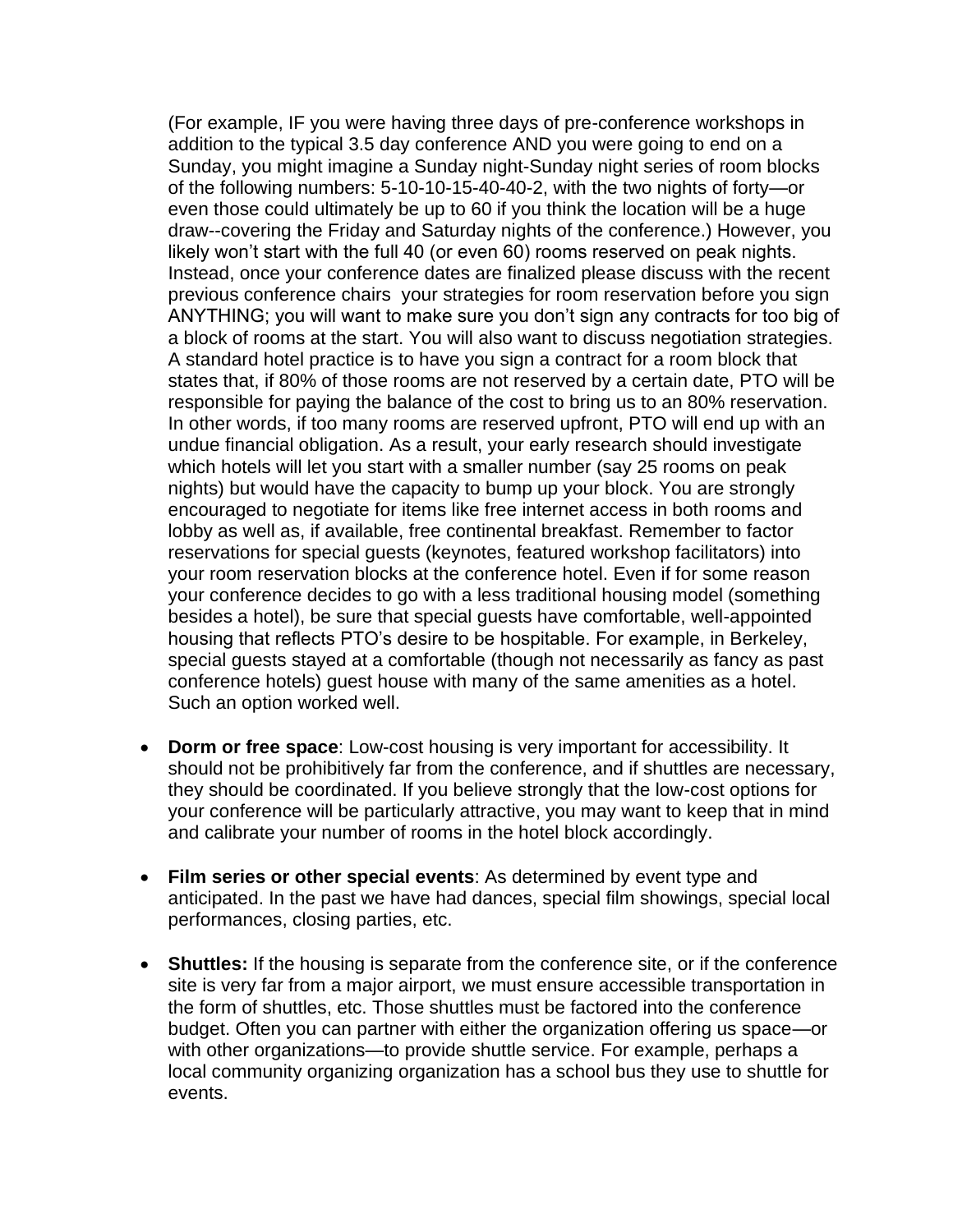(For example, IF you were having three days of pre-conference workshops in addition to the typical 3.5 day conference AND you were going to end on a Sunday, you might imagine a Sunday night-Sunday night series of room blocks of the following numbers: 5-10-10-15-40-40-2, with the two nights of forty—or even those could ultimately be up to 60 if you think the location will be a huge draw--covering the Friday and Saturday nights of the conference.) However, you likely won't start with the full 40 (or even 60) rooms reserved on peak nights. Instead, once your conference dates are finalized please discuss with the recent previous conference chairs your strategies for room reservation before you sign ANYTHING; you will want to make sure you don't sign any contracts for too big of a block of rooms at the start. You will also want to discuss negotiation strategies. A standard hotel practice is to have you sign a contract for a room block that states that, if 80% of those rooms are not reserved by a certain date, PTO will be responsible for paying the balance of the cost to bring us to an 80% reservation. In other words, if too many rooms are reserved upfront, PTO will end up with an undue financial obligation. As a result, your early research should investigate which hotels will let you start with a smaller number (say 25 rooms on peak nights) but would have the capacity to bump up your block. You are strongly encouraged to negotiate for items like free internet access in both rooms and lobby as well as, if available, free continental breakfast. Remember to factor reservations for special guests (keynotes, featured workshop facilitators) into your room reservation blocks at the conference hotel. Even if for some reason your conference decides to go with a less traditional housing model (something besides a hotel), be sure that special guests have comfortable, well-appointed housing that reflects PTO's desire to be hospitable. For example, in Berkeley, special guests stayed at a comfortable (though not necessarily as fancy as past conference hotels) guest house with many of the same amenities as a hotel. Such an option worked well.

- **Dorm or free space**: Low-cost housing is very important for accessibility. It should not be prohibitively far from the conference, and if shuttles are necessary, they should be coordinated. If you believe strongly that the low-cost options for your conference will be particularly attractive, you may want to keep that in mind and calibrate your number of rooms in the hotel block accordingly.

- **Film series or other special events**: As determined by event type and anticipated. In the past we have had dances, special film showings, special local performances, closing parties, etc.

- **Shuttles:** If the housing is separate from the conference site, or if the conference site is very far from a major airport, we must ensure accessible transportation in the form of shuttles, etc. Those shuttles must be factored into the conference budget. Often you can partner with either the organization offering us space—or with other organizations—to provide shuttle service. For example, perhaps a local community organizing organization has a school bus they use to shuttle for events.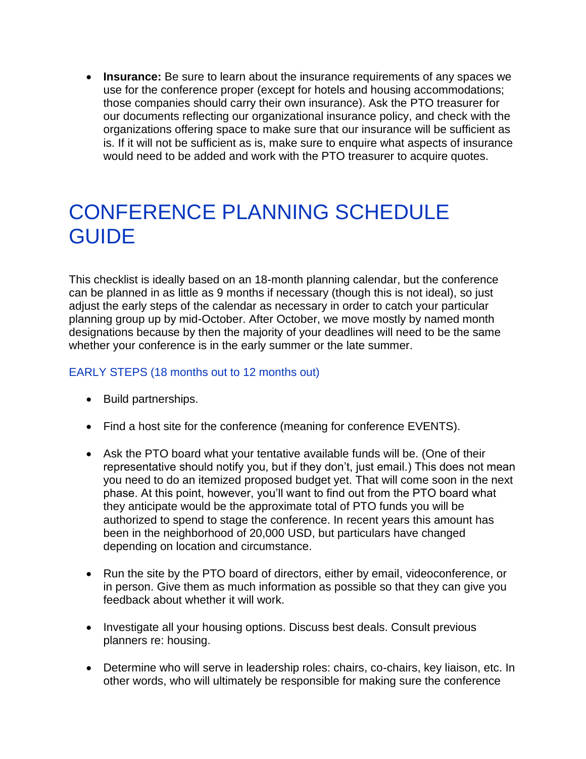- **Insurance:** Be sure to learn about the insurance requirements of any spaces we use for the conference proper (except for hotels and housing accommodations; those companies should carry their own insurance). Ask the PTO treasurer for our documents reflecting our organizational insurance policy, and check with the organizations offering space to make sure that our insurance will be sufficient as is. If it will not be sufficient as is, make sure to enquire what aspects of insurance would need to be added and work with the PTO treasurer to acquire quotes.

# CONFERENCE PLANNING SCHEDULE GUIDE

This checklist is ideally based on an 18-month planning calendar, but the conference can be planned in as little as 9 months if necessary (though this is not ideal), so just adjust the early steps of the calendar as necessary in order to catch your particular planning group up by mid-October. After October, we move mostly by named month designations because by then the majority of your deadlines will need to be the same whether your conference is in the early summer or the late summer.

### EARLY STEPS (18 months out to 12 months out)

- Build partnerships.
- Find a host site for the conference (meaning for conference EVENTS).
- Ask the PTO board what your tentative available funds will be. (One of their representative should notify you, but if they don't, just email.) This does not mean you need to do an itemized proposed budget yet. That will come soon in the next phase. At this point, however, you'll want to find out from the PTO board what they anticipate would be the approximate total of PTO funds you will be authorized to spend to stage the conference. In recent years this amount has been in the neighborhood of 20,000 USD, but particulars have changed depending on location and circumstance.
- Run the site by the PTO board of directors, either by email, videoconference, or in person. Give them as much information as possible so that they can give you feedback about whether it will work.
- Investigate all your housing options. Discuss best deals. Consult previous planners re: housing.
- Determine who will serve in leadership roles: chairs, co-chairs, key liaison, etc. In other words, who will ultimately be responsible for making sure the conference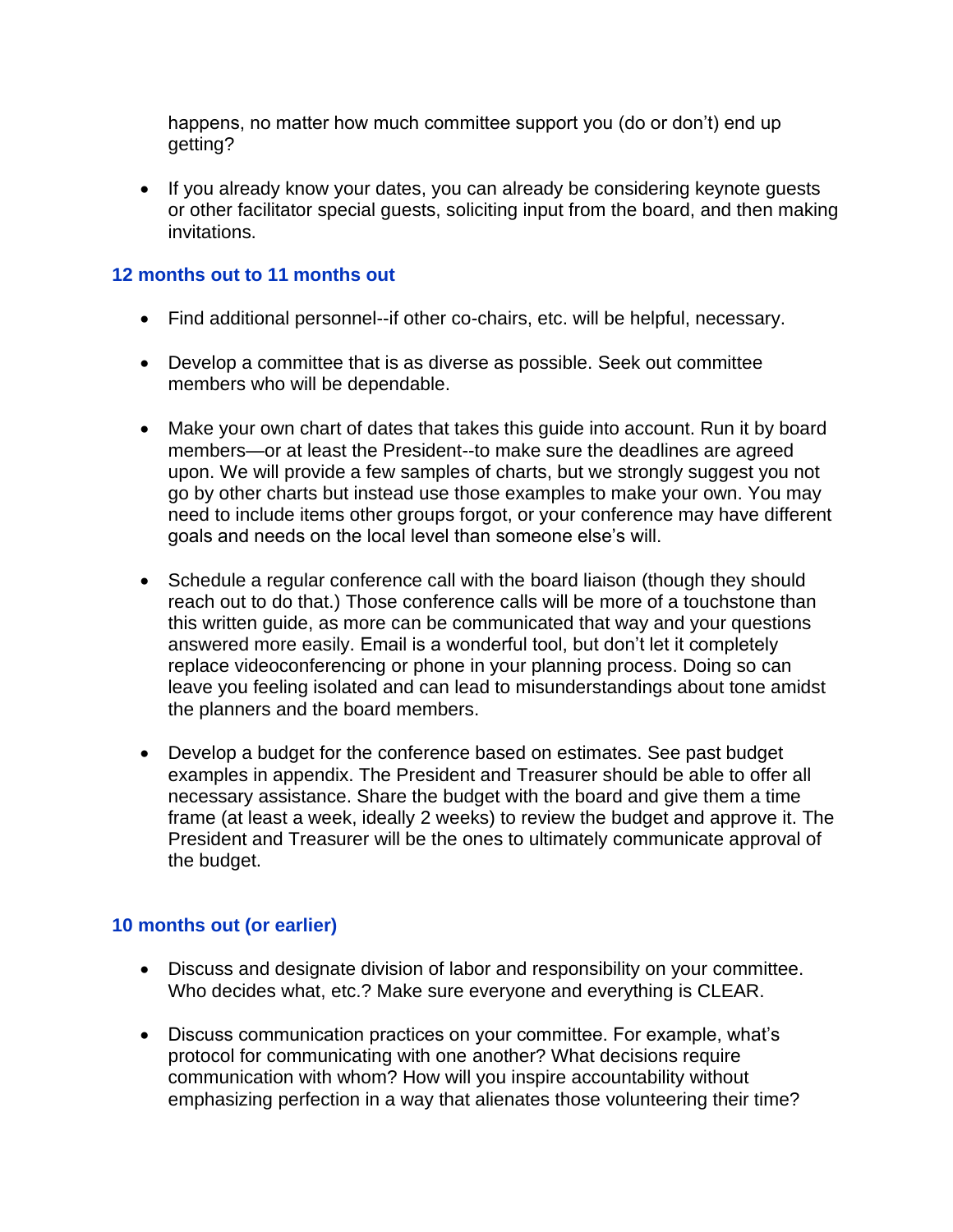happens, no matter how much committee support you (do or don't) end up getting?

- If you already know your dates, you can already be considering keynote guests or other facilitator special guests, soliciting input from the board, and then making invitations.

### 12 months out to 11 months out

- Find additional personnel--if other co-chairs, etc. will be helpful, necessary.

- Develop a committee that is as diverse as possible. Seek out committee members who will be dependable.

- Make your own chart of dates that takes this guide into account. Run it by board members—or at least the President--to make sure the deadlines are agreed upon. We will provide a few samples of charts, but we strongly suggest you not go by other charts but instead use those examples to make your own. You may need to include items other groups forgot, or your conference may have different goals and needs on the local level than someone else's will.

- Schedule a regular conference call with the board liaison (though they should reach out to do that.) Those conference calls will be more of a touchstone than this written guide, as more can be communicated that way and your questions answered more easily. Email is a wonderful tool, but don't let it completely replace videoconferencing or phone in your planning process. Doing so can leave you feeling isolated and can lead to misunderstandings about tone amidst the planners and the board members.

- Develop a budget for the conference based on estimates. See past budget examples in appendix. The President and Treasurer should be able to offer all necessary assistance. Share the budget with the board and give them a time frame (at least a week, ideally 2 weeks) to review the budget and approve it. The President and Treasurer will be the ones to ultimately communicate approval of the budget.

### 10 months out (or earlier)

- Discuss and designate division of labor and responsibility on your committee. Who decides what, etc.? Make sure everyone and everything is CLEAR.

- Discuss communication practices on your committee. For example, what's protocol for communicating with one another? What decisions require communication with whom? How will you inspire accountability without emphasizing perfection in a way that alienates those volunteering their time?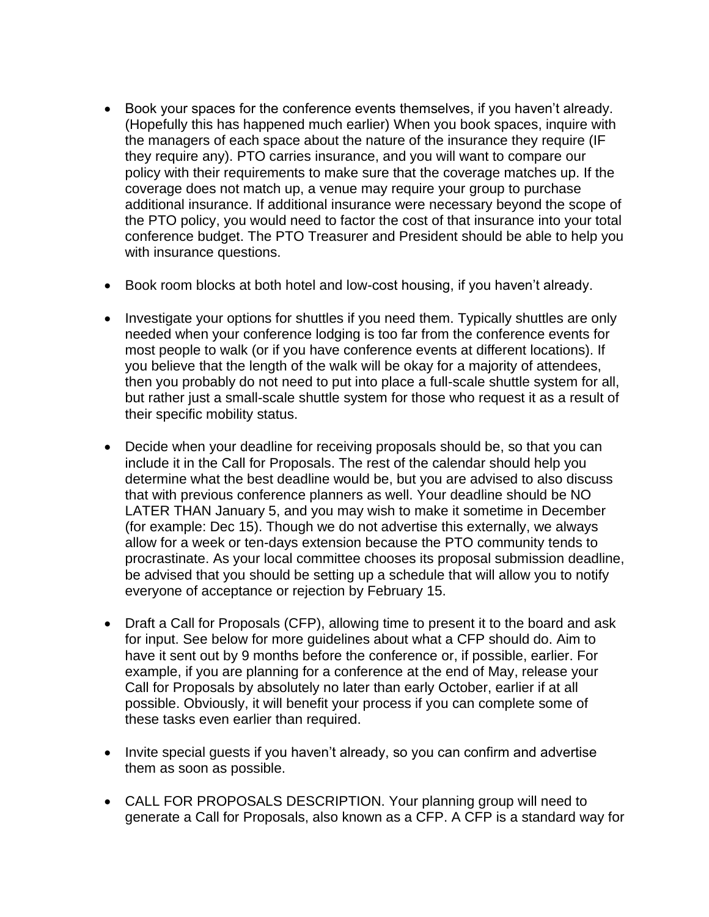- Book your spaces for the conference events themselves, if you haven't already. (Hopefully this has happened much earlier) When you book spaces, inquire with the managers of each space about the nature of the insurance they require (IF they require any). PTO carries insurance, and you will want to compare our policy with their requirements to make sure that the coverage matches up. If the coverage does not match up, a venue may require your group to purchase additional insurance. If additional insurance were necessary beyond the scope of the PTO policy, you would need to factor the cost of that insurance into your total conference budget. The PTO Treasurer and President should be able to help you with insurance questions.

- Book room blocks at both hotel and low-cost housing, if you haven't already.

- Investigate your options for shuttles if you need them. Typically shuttles are only needed when your conference lodging is too far from the conference events for most people to walk (or if you have conference events at different locations). If you believe that the length of the walk will be okay for a majority of attendees, then you probably do not need to put into place a full-scale shuttle system for all, but rather just a small-scale shuttle system for those who request it as a result of their specific mobility status.

- Decide when your deadline for receiving proposals should be, so that you can include it in the Call for Proposals. The rest of the calendar should help you determine what the best deadline would be, but you are advised to also discuss that with previous conference planners as well. Your deadline should be NO LATER THAN January 5, and you may wish to make it sometime in December (for example: Dec 15). Though we do not advertise this externally, we always allow for a week or ten-days extension because the PTO community tends to procrastinate. As your local committee chooses its proposal submission deadline, be advised that you should be setting up a schedule that will allow you to notify everyone of acceptance or rejection by February 15.

- Draft a Call for Proposals (CFP), allowing time to present it to the board and ask for input. See below for more guidelines about what a CFP should do. Aim to have it sent out by 9 months before the conference or, if possible, earlier. For example, if you are planning for a conference at the end of May, release your Call for Proposals by absolutely no later than early October, earlier if at all possible. Obviously, it will benefit your process if you can complete some of these tasks even earlier than required.

- Invite special guests if you haven't already, so you can confirm and advertise them as soon as possible.

- CALL FOR PROPOSALS DESCRIPTION. Your planning group will need to generate a Call for Proposals, also known as a CFP. A CFP is a standard way for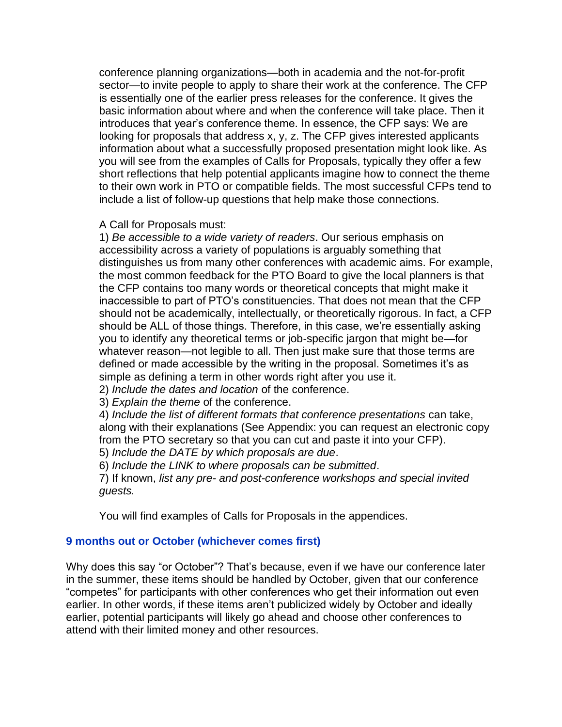conference planning organizations—both in academia and the not-for-profit sector—to invite people to apply to share their work at the conference. The CFP is essentially one of the earlier press releases for the conference. It gives the basic information about where and when the conference will take place. Then it introduces that year's conference theme. In essence, the CFP says: We are looking for proposals that address x, y, z. The CFP gives interested applicants information about what a successfully proposed presentation might look like. As you will see from the examples of Calls for Proposals, typically they offer a few short reflections that help potential applicants imagine how to connect the theme to their own work in PTO or compatible fields. The most successful CFPs tend to include a list of follow-up questions that help make those connections.

A Call for Proposals must:

1) *Be accessible to a wide variety of readers*. Our serious emphasis on accessibility across a variety of populations is arguably something that distinguishes us from many other conferences with academic aims. For example, the most common feedback for the PTO Board to give the local planners is that the CFP contains too many words or theoretical concepts that might make it inaccessible to part of PTO's constituencies. That does not mean that the CFP should not be academically, intellectually, or theoretically rigorous. In fact, a CFP should be ALL of those things. Therefore, in this case, we're essentially asking you to identify any theoretical terms or job-specific jargon that might be—for whatever reason—not legible to all. Then just make sure that those terms are defined or made accessible by the writing in the proposal. Sometimes it's as simple as defining a term in other words right after you use it.
2) *Include the dates and location* of the conference.
3) *Explain the theme* of the conference.
4) *Include the list of different formats that conference presentations* can take, along with their explanations (See Appendix: you can request an electronic copy from the PTO secretary so that you can cut and paste it into your CFP).
5) *Include the DATE by which proposals are due*.
6) *Include the LINK to where proposals can be submitted*.
7) If known, *list any pre- and post-conference workshops and special invited guests.*

You will find examples of Calls for Proposals in the appendices.

### 9 months out or October (whichever comes first)

Why does this say "or October"? That's because, even if we have our conference later in the summer, these items should be handled by October, given that our conference "competes" for participants with other conferences who get their information out even earlier. In other words, if these items aren't publicized widely by October and ideally earlier, potential participants will likely go ahead and choose other conferences to attend with their limited money and other resources.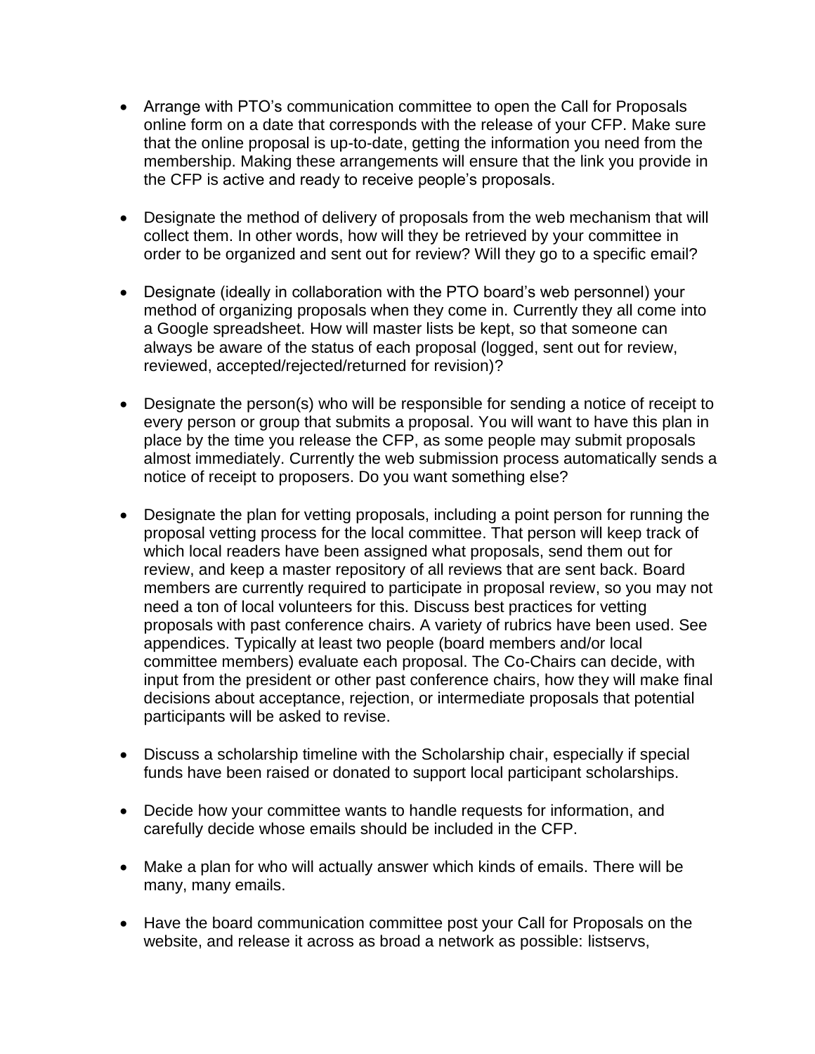- Arrange with PTO's communication committee to open the Call for Proposals online form on a date that corresponds with the release of your CFP. Make sure that the online proposal is up-to-date, getting the information you need from the membership. Making these arrangements will ensure that the link you provide in the CFP is active and ready to receive people's proposals.

- Designate the method of delivery of proposals from the web mechanism that will collect them. In other words, how will they be retrieved by your committee in order to be organized and sent out for review? Will they go to a specific email?

- Designate (ideally in collaboration with the PTO board's web personnel) your method of organizing proposals when they come in. Currently they all come into a Google spreadsheet. How will master lists be kept, so that someone can always be aware of the status of each proposal (logged, sent out for review, reviewed, accepted/rejected/returned for revision)?

- Designate the person(s) who will be responsible for sending a notice of receipt to every person or group that submits a proposal. You will want to have this plan in place by the time you release the CFP, as some people may submit proposals almost immediately. Currently the web submission process automatically sends a notice of receipt to proposers. Do you want something else?

- Designate the plan for vetting proposals, including a point person for running the proposal vetting process for the local committee. That person will keep track of which local readers have been assigned what proposals, send them out for review, and keep a master repository of all reviews that are sent back. Board members are currently required to participate in proposal review, so you may not need a ton of local volunteers for this. Discuss best practices for vetting proposals with past conference chairs. A variety of rubrics have been used. See appendices. Typically at least two people (board members and/or local committee members) evaluate each proposal. The Co-Chairs can decide, with input from the president or other past conference chairs, how they will make final decisions about acceptance, rejection, or intermediate proposals that potential participants will be asked to revise.

- Discuss a scholarship timeline with the Scholarship chair, especially if special funds have been raised or donated to support local participant scholarships.

- Decide how your committee wants to handle requests for information, and carefully decide whose emails should be included in the CFP.

- Make a plan for who will actually answer which kinds of emails. There will be many, many emails.

- Have the board communication committee post your Call for Proposals on the website, and release it across as broad a network as possible: listservs,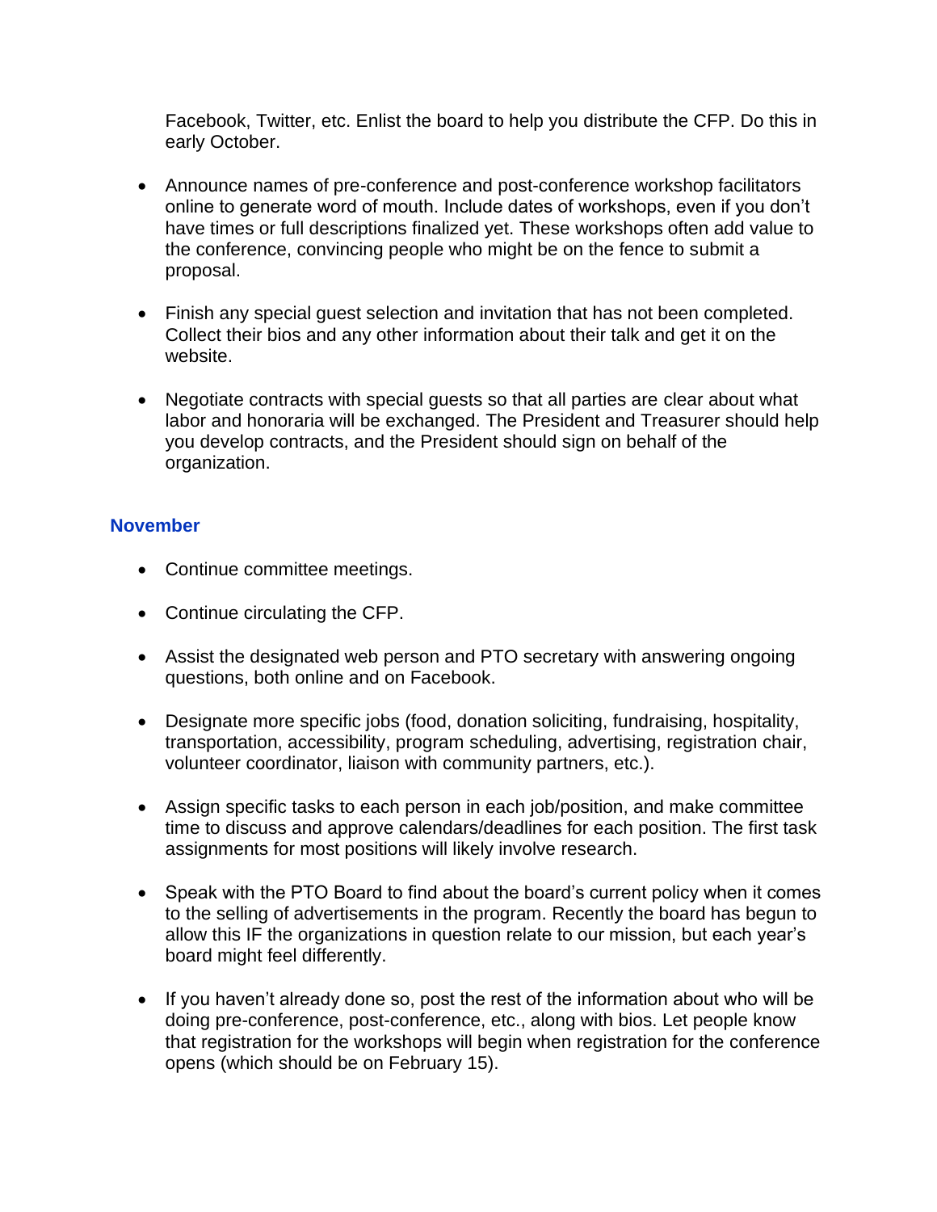Facebook, Twitter, etc. Enlist the board to help you distribute the CFP. Do this in early October.

- Announce names of pre-conference and post-conference workshop facilitators online to generate word of mouth. Include dates of workshops, even if you don't have times or full descriptions finalized yet. These workshops often add value to the conference, convincing people who might be on the fence to submit a proposal.

- Finish any special guest selection and invitation that has not been completed. Collect their bios and any other information about their talk and get it on the website.

- Negotiate contracts with special guests so that all parties are clear about what labor and honoraria will be exchanged. The President and Treasurer should help you develop contracts, and the President should sign on behalf of the organization.

### November

- Continue committee meetings.

- Continue circulating the CFP.

- Assist the designated web person and PTO secretary with answering ongoing questions, both online and on Facebook.

- Designate more specific jobs (food, donation soliciting, fundraising, hospitality, transportation, accessibility, program scheduling, advertising, registration chair, volunteer coordinator, liaison with community partners, etc.).

- Assign specific tasks to each person in each job/position, and make committee time to discuss and approve calendars/deadlines for each position. The first task assignments for most positions will likely involve research.

- Speak with the PTO Board to find about the board's current policy when it comes to the selling of advertisements in the program. Recently the board has begun to allow this IF the organizations in question relate to our mission, but each year's board might feel differently.

- If you haven't already done so, post the rest of the information about who will be doing pre-conference, post-conference, etc., along with bios. Let people know that registration for the workshops will begin when registration for the conference opens (which should be on February 15).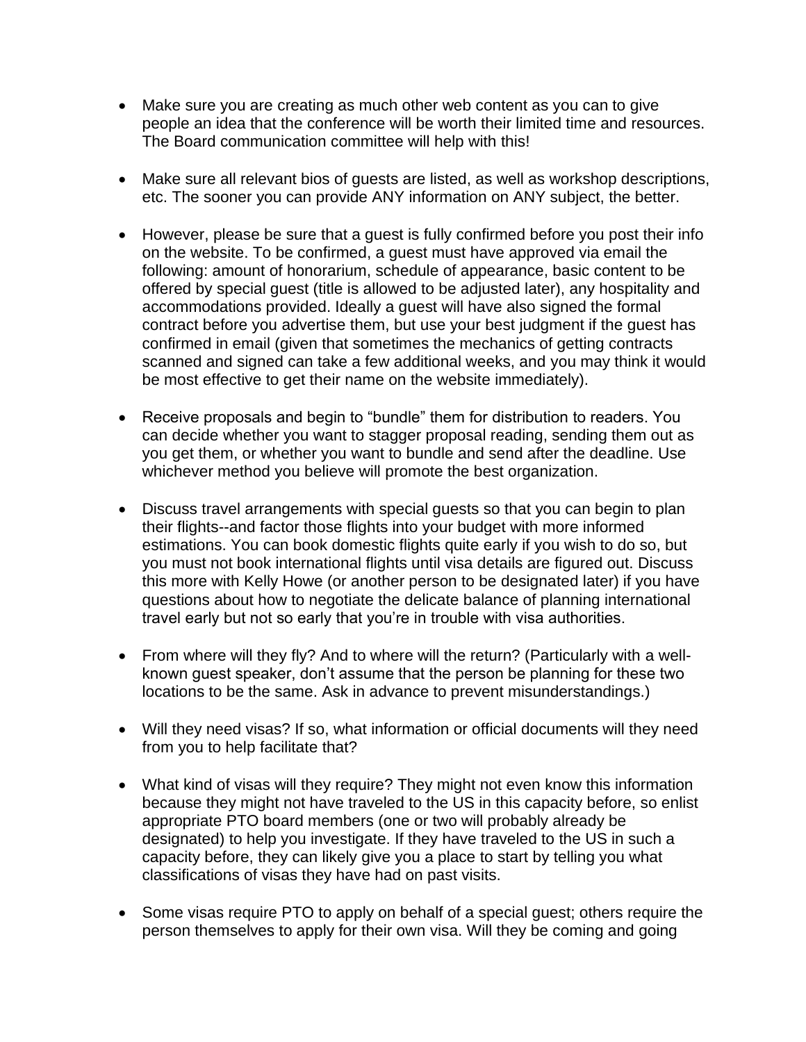- Make sure you are creating as much other web content as you can to give people an idea that the conference will be worth their limited time and resources. The Board communication committee will help with this!

- Make sure all relevant bios of guests are listed, as well as workshop descriptions, etc. The sooner you can provide ANY information on ANY subject, the better.

- However, please be sure that a guest is fully confirmed before you post their info on the website. To be confirmed, a guest must have approved via email the following: amount of honorarium, schedule of appearance, basic content to be offered by special guest (title is allowed to be adjusted later), any hospitality and accommodations provided. Ideally a guest will have also signed the formal contract before you advertise them, but use your best judgment if the guest has confirmed in email (given that sometimes the mechanics of getting contracts scanned and signed can take a few additional weeks, and you may think it would be most effective to get their name on the website immediately).

- Receive proposals and begin to "bundle" them for distribution to readers. You can decide whether you want to stagger proposal reading, sending them out as you get them, or whether you want to bundle and send after the deadline. Use whichever method you believe will promote the best organization.

- Discuss travel arrangements with special guests so that you can begin to plan their flights--and factor those flights into your budget with more informed estimations. You can book domestic flights quite early if you wish to do so, but you must not book international flights until visa details are figured out. Discuss this more with Kelly Howe (or another person to be designated later) if you have questions about how to negotiate the delicate balance of planning international travel early but not so early that you're in trouble with visa authorities.

- From where will they fly? And to where will the return? (Particularly with a well-known guest speaker, don't assume that the person be planning for these two locations to be the same. Ask in advance to prevent misunderstandings.)

- Will they need visas? If so, what information or official documents will they need from you to help facilitate that?

- What kind of visas will they require? They might not even know this information because they might not have traveled to the US in this capacity before, so enlist appropriate PTO board members (one or two will probably already be designated) to help you investigate. If they have traveled to the US in such a capacity before, they can likely give you a place to start by telling you what classifications of visas they have had on past visits.

- Some visas require PTO to apply on behalf of a special guest; others require the person themselves to apply for their own visa. Will they be coming and going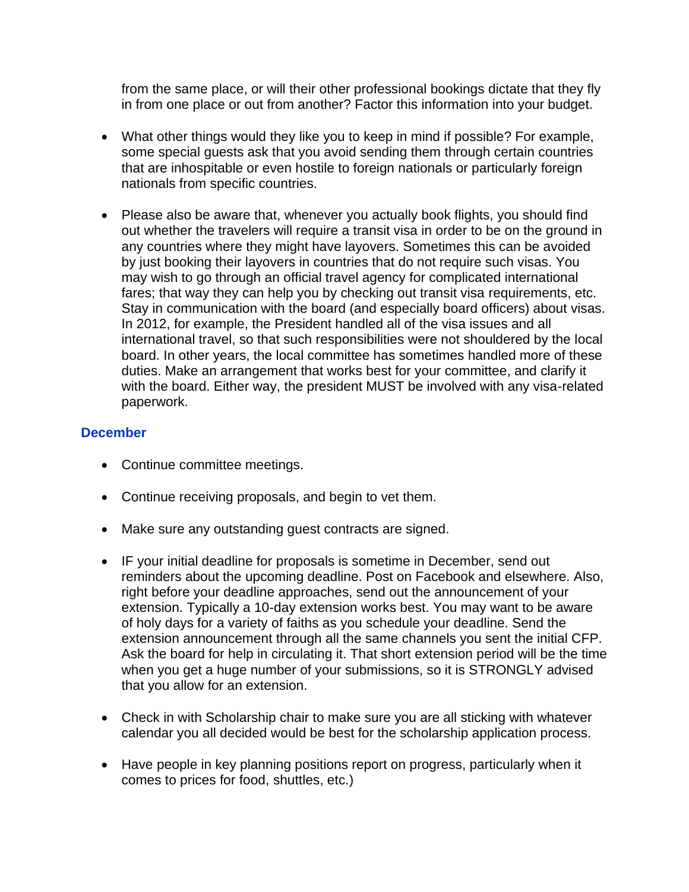from the same place, or will their other professional bookings dictate that they fly in from one place or out from another? Factor this information into your budget.

- What other things would they like you to keep in mind if possible? For example, some special guests ask that you avoid sending them through certain countries that are inhospitable or even hostile to foreign nationals or particularly foreign nationals from specific countries.

- Please also be aware that, whenever you actually book flights, you should find out whether the travelers will require a transit visa in order to be on the ground in any countries where they might have layovers. Sometimes this can be avoided by just booking their layovers in countries that do not require such visas. You may wish to go through an official travel agency for complicated international fares; that way they can help you by checking out transit visa requirements, etc. Stay in communication with the board (and especially board officers) about visas. In 2012, for example, the President handled all of the visa issues and all international travel, so that such responsibilities were not shouldered by the local board. In other years, the local committee has sometimes handled more of these duties. Make an arrangement that works best for your committee, and clarify it with the board. Either way, the president MUST be involved with any visa-related paperwork.

### December

- Continue committee meetings.

- Continue receiving proposals, and begin to vet them.

- Make sure any outstanding guest contracts are signed.

- IF your initial deadline for proposals is sometime in December, send out reminders about the upcoming deadline. Post on Facebook and elsewhere. Also, right before your deadline approaches, send out the announcement of your extension. Typically a 10-day extension works best. You may want to be aware of holy days for a variety of faiths as you schedule your deadline. Send the extension announcement through all the same channels you sent the initial CFP. Ask the board for help in circulating it. That short extension period will be the time when you get a huge number of your submissions, so it is STRONGLY advised that you allow for an extension.

- Check in with Scholarship chair to make sure you are all sticking with whatever calendar you all decided would be best for the scholarship application process.

- Have people in key planning positions report on progress, particularly when it comes to prices for food, shuttles, etc.)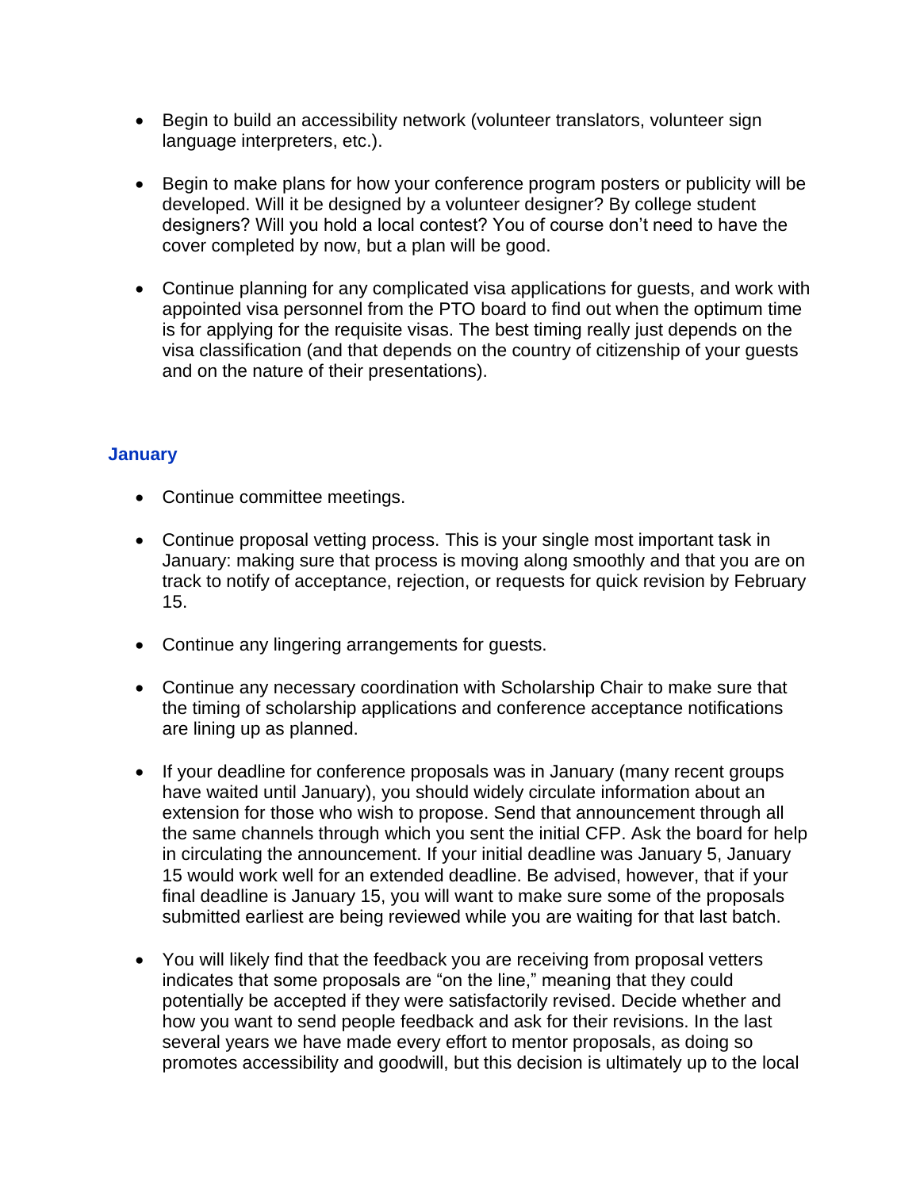- Begin to build an accessibility network (volunteer translators, volunteer sign language interpreters, etc.).

- Begin to make plans for how your conference program posters or publicity will be developed. Will it be designed by a volunteer designer? By college student designers? Will you hold a local contest? You of course don't need to have the cover completed by now, but a plan will be good.

- Continue planning for any complicated visa applications for guests, and work with appointed visa personnel from the PTO board to find out when the optimum time is for applying for the requisite visas. The best timing really just depends on the visa classification (and that depends on the country of citizenship of your guests and on the nature of their presentations).

### January

- Continue committee meetings.

- Continue proposal vetting process. This is your single most important task in January: making sure that process is moving along smoothly and that you are on track to notify of acceptance, rejection, or requests for quick revision by February 15.

- Continue any lingering arrangements for guests.

- Continue any necessary coordination with Scholarship Chair to make sure that the timing of scholarship applications and conference acceptance notifications are lining up as planned.

- If your deadline for conference proposals was in January (many recent groups have waited until January), you should widely circulate information about an extension for those who wish to propose. Send that announcement through all the same channels through which you sent the initial CFP. Ask the board for help in circulating the announcement. If your initial deadline was January 5, January 15 would work well for an extended deadline. Be advised, however, that if your final deadline is January 15, you will want to make sure some of the proposals submitted earliest are being reviewed while you are waiting for that last batch.

- You will likely find that the feedback you are receiving from proposal vetters indicates that some proposals are "on the line," meaning that they could potentially be accepted if they were satisfactorily revised. Decide whether and how you want to send people feedback and ask for their revisions. In the last several years we have made every effort to mentor proposals, as doing so promotes accessibility and goodwill, but this decision is ultimately up to the local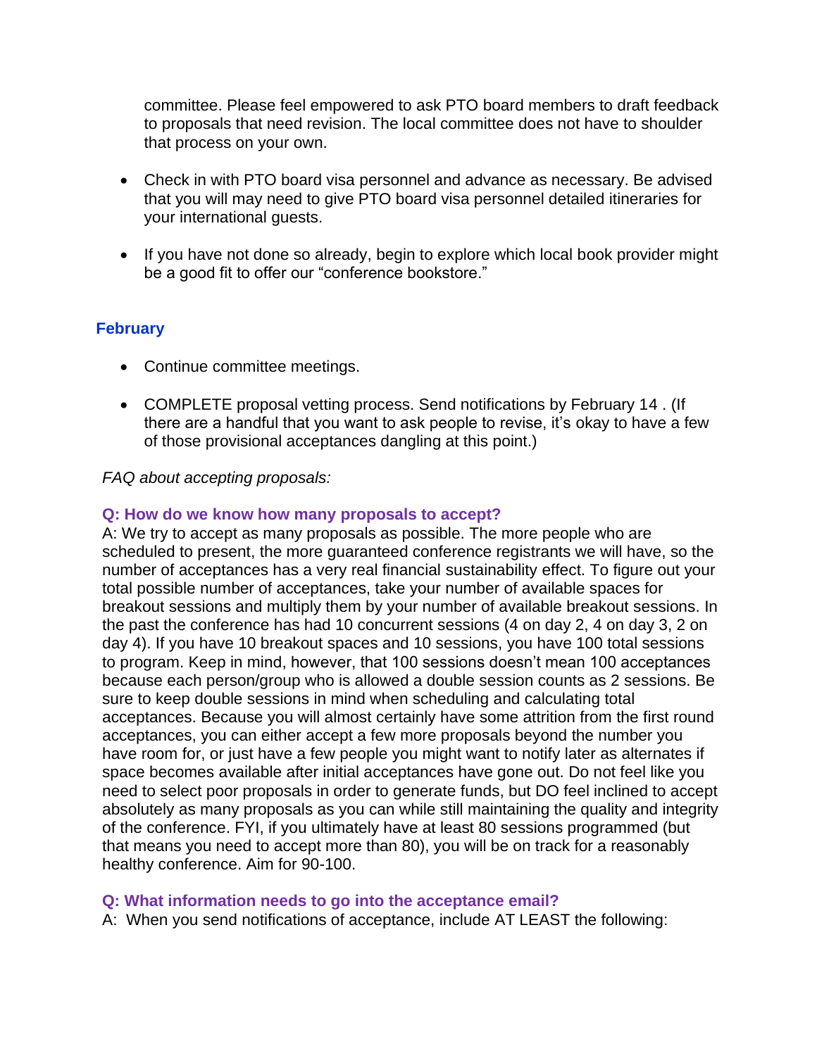committee. Please feel empowered to ask PTO board members to draft feedback to proposals that need revision. The local committee does not have to shoulder that process on your own.

- Check in with PTO board visa personnel and advance as necessary. Be advised that you will may need to give PTO board visa personnel detailed itineraries for your international guests.

- If you have not done so already, begin to explore which local book provider might be a good fit to offer our "conference bookstore."

### February

- Continue committee meetings.

- COMPLETE proposal vetting process. Send notifications by February 14 . (If there are a handful that you want to ask people to revise, it's okay to have a few of those provisional acceptances dangling at this point.)

*FAQ about accepting proposals:*

**Q: How do we know how many proposals to accept?**

A: We try to accept as many proposals as possible. The more people who are scheduled to present, the more guaranteed conference registrants we will have, so the number of acceptances has a very real financial sustainability effect. To figure out your total possible number of acceptances, take your number of available spaces for breakout sessions and multiply them by your number of available breakout sessions. In the past the conference has had 10 concurrent sessions (4 on day 2, 4 on day 3, 2 on day 4). If you have 10 breakout spaces and 10 sessions, you have 100 total sessions to program. Keep in mind, however, that 100 sessions doesn't mean 100 acceptances because each person/group who is allowed a double session counts as 2 sessions. Be sure to keep double sessions in mind when scheduling and calculating total acceptances. Because you will almost certainly have some attrition from the first round acceptances, you can either accept a few more proposals beyond the number you have room for, or just have a few people you might want to notify later as alternates if space becomes available after initial acceptances have gone out. Do not feel like you need to select poor proposals in order to generate funds, but DO feel inclined to accept absolutely as many proposals as you can while still maintaining the quality and integrity of the conference. FYI, if you ultimately have at least 80 sessions programmed (but that means you need to accept more than 80), you will be on track for a reasonably healthy conference. Aim for 90-100.

**Q: What information needs to go into the acceptance email?**

A: When you send notifications of acceptance, include AT LEAST the following: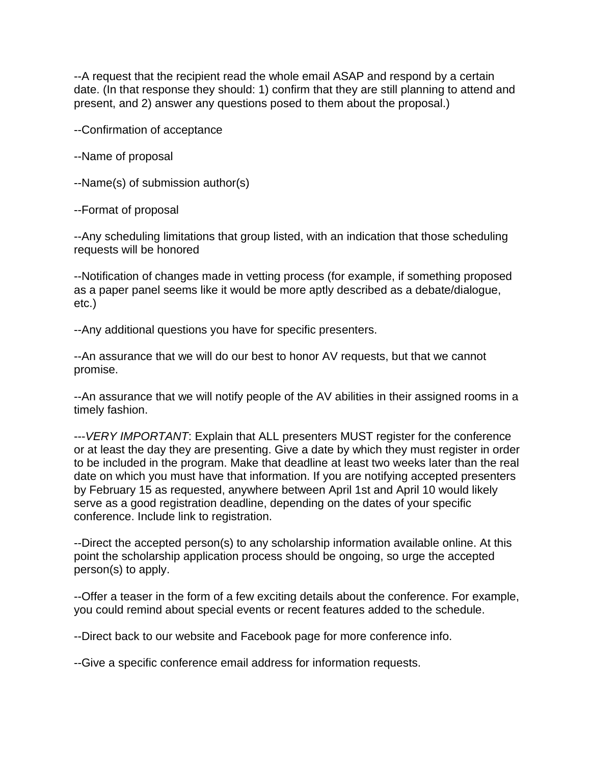--A request that the recipient read the whole email ASAP and respond by a certain date. (In that response they should: 1) confirm that they are still planning to attend and present, and 2) answer any questions posed to them about the proposal.)

--Confirmation of acceptance

--Name of proposal

--Name(s) of submission author(s)

--Format of proposal

--Any scheduling limitations that group listed, with an indication that those scheduling requests will be honored

--Notification of changes made in vetting process (for example, if something proposed as a paper panel seems like it would be more aptly described as a debate/dialogue, etc.)

--Any additional questions you have for specific presenters.

--An assurance that we will do our best to honor AV requests, but that we cannot promise.

--An assurance that we will notify people of the AV abilities in their assigned rooms in a timely fashion.

---*VERY IMPORTANT*: Explain that ALL presenters MUST register for the conference or at least the day they are presenting. Give a date by which they must register in order to be included in the program. Make that deadline at least two weeks later than the real date on which you must have that information. If you are notifying accepted presenters by February 15 as requested, anywhere between April 1st and April 10 would likely serve as a good registration deadline, depending on the dates of your specific conference. Include link to registration.

--Direct the accepted person(s) to any scholarship information available online. At this point the scholarship application process should be ongoing, so urge the accepted person(s) to apply.

--Offer a teaser in the form of a few exciting details about the conference. For example, you could remind about special events or recent features added to the schedule.

--Direct back to our website and Facebook page for more conference info.

--Give a specific conference email address for information requests.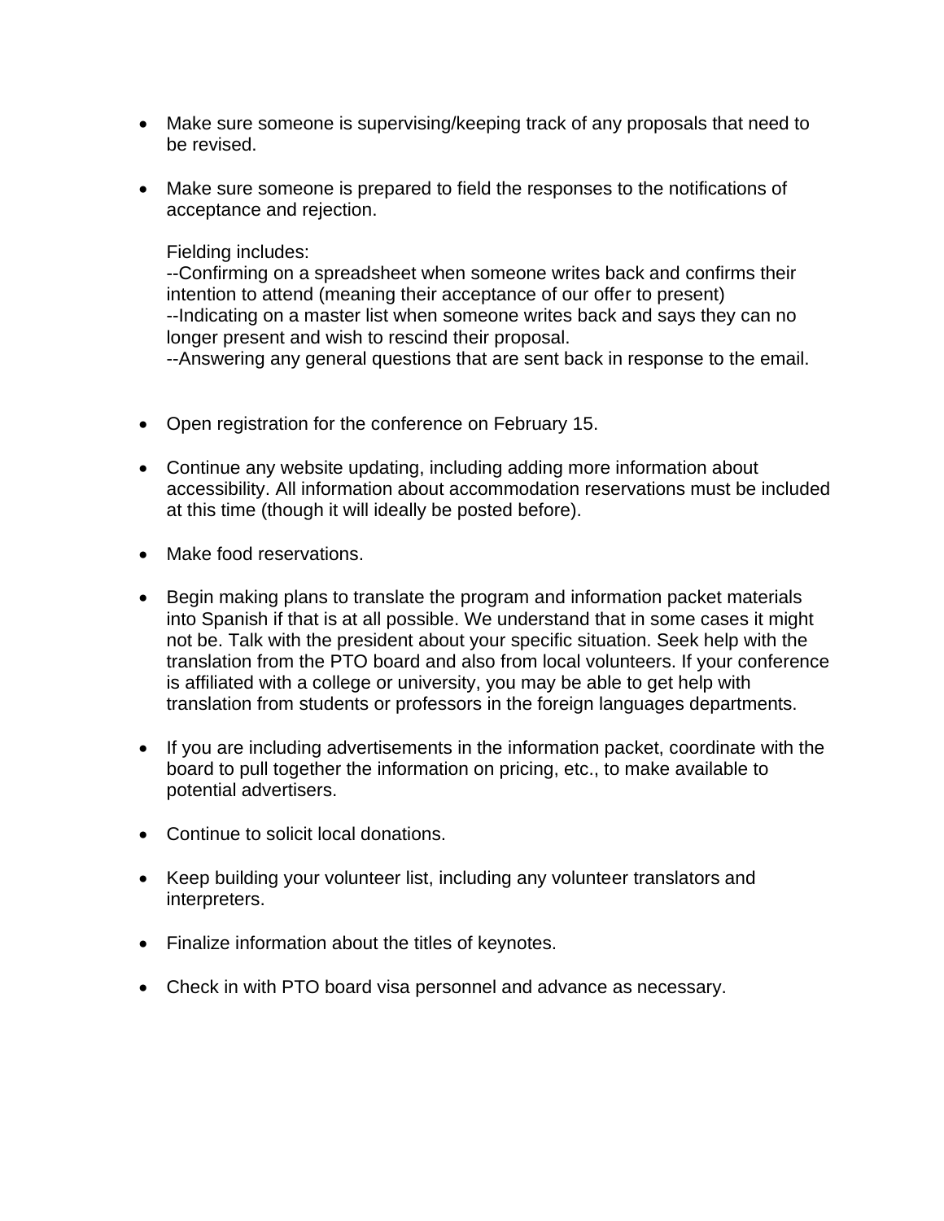- Make sure someone is supervising/keeping track of any proposals that need to be revised.

- Make sure someone is prepared to field the responses to the notifications of acceptance and rejection.

  Fielding includes:
  --Confirming on a spreadsheet when someone writes back and confirms their intention to attend (meaning their acceptance of our offer to present)
  --Indicating on a master list when someone writes back and says they can no longer present and wish to rescind their proposal.
  --Answering any general questions that are sent back in response to the email.

- Open registration for the conference on February 15.

- Continue any website updating, including adding more information about accessibility. All information about accommodation reservations must be included at this time (though it will ideally be posted before).

- Make food reservations.

- Begin making plans to translate the program and information packet materials into Spanish if that is at all possible. We understand that in some cases it might not be. Talk with the president about your specific situation. Seek help with the translation from the PTO board and also from local volunteers. If your conference is affiliated with a college or university, you may be able to get help with translation from students or professors in the foreign languages departments.

- If you are including advertisements in the information packet, coordinate with the board to pull together the information on pricing, etc., to make available to potential advertisers.

- Continue to solicit local donations.

- Keep building your volunteer list, including any volunteer translators and interpreters.

- Finalize information about the titles of keynotes.

- Check in with PTO board visa personnel and advance as necessary.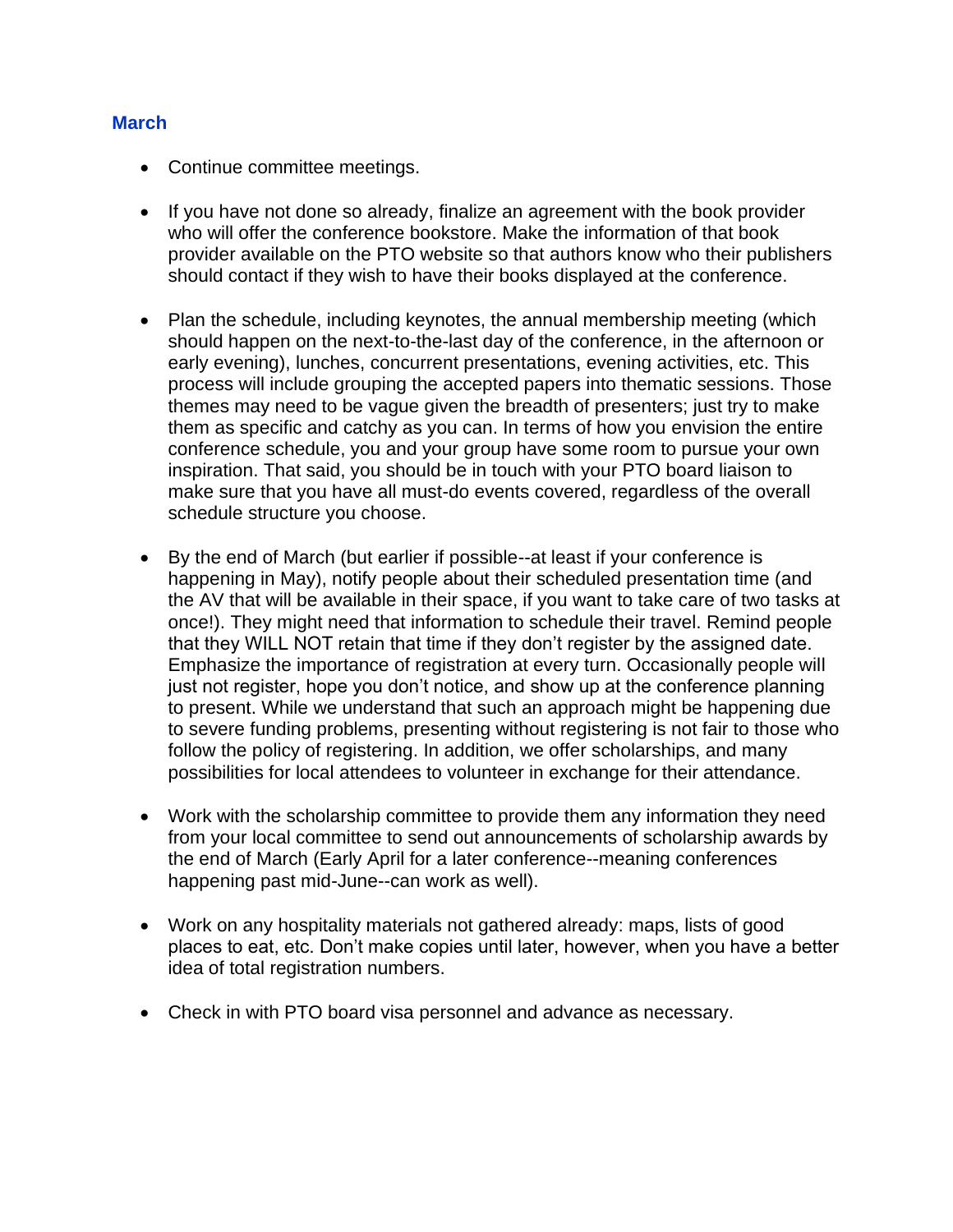### March

- Continue committee meetings.

- If you have not done so already, finalize an agreement with the book provider who will offer the conference bookstore. Make the information of that book provider available on the PTO website so that authors know who their publishers should contact if they wish to have their books displayed at the conference.

- Plan the schedule, including keynotes, the annual membership meeting (which should happen on the next-to-the-last day of the conference, in the afternoon or early evening), lunches, concurrent presentations, evening activities, etc. This process will include grouping the accepted papers into thematic sessions. Those themes may need to be vague given the breadth of presenters; just try to make them as specific and catchy as you can. In terms of how you envision the entire conference schedule, you and your group have some room to pursue your own inspiration. That said, you should be in touch with your PTO board liaison to make sure that you have all must-do events covered, regardless of the overall schedule structure you choose.

- By the end of March (but earlier if possible--at least if your conference is happening in May), notify people about their scheduled presentation time (and the AV that will be available in their space, if you want to take care of two tasks at once!). They might need that information to schedule their travel. Remind people that they WILL NOT retain that time if they don't register by the assigned date. Emphasize the importance of registration at every turn. Occasionally people will just not register, hope you don't notice, and show up at the conference planning to present. While we understand that such an approach might be happening due to severe funding problems, presenting without registering is not fair to those who follow the policy of registering. In addition, we offer scholarships, and many possibilities for local attendees to volunteer in exchange for their attendance.

- Work with the scholarship committee to provide them any information they need from your local committee to send out announcements of scholarship awards by the end of March (Early April for a later conference--meaning conferences happening past mid-June--can work as well).

- Work on any hospitality materials not gathered already: maps, lists of good places to eat, etc. Don't make copies until later, however, when you have a better idea of total registration numbers.

- Check in with PTO board visa personnel and advance as necessary.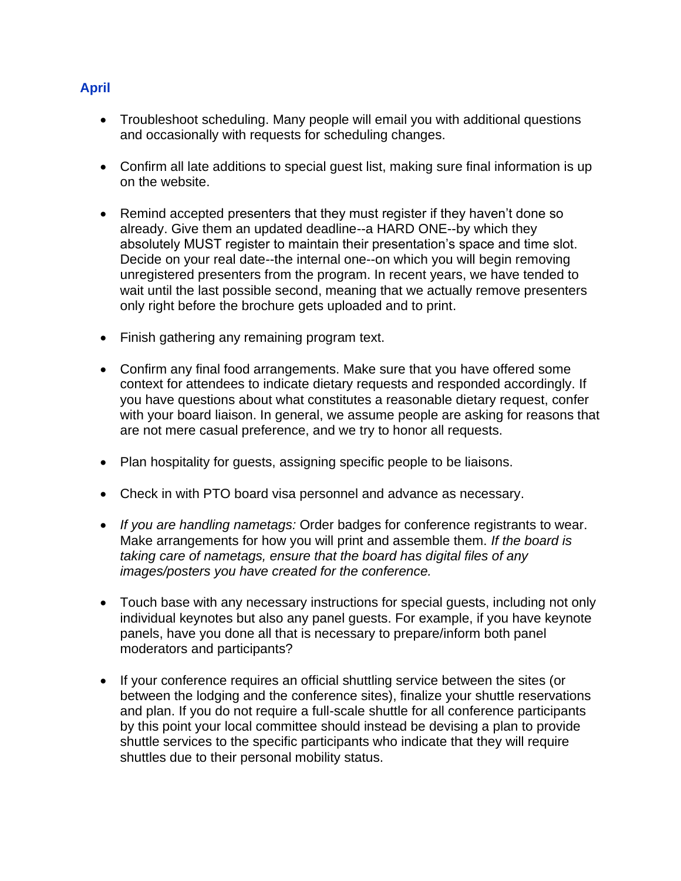## April

- Troubleshoot scheduling. Many people will email you with additional questions and occasionally with requests for scheduling changes.

- Confirm all late additions to special guest list, making sure final information is up on the website.

- Remind accepted presenters that they must register if they haven't done so already. Give them an updated deadline--a HARD ONE--by which they absolutely MUST register to maintain their presentation's space and time slot. Decide on your real date--the internal one--on which you will begin removing unregistered presenters from the program. In recent years, we have tended to wait until the last possible second, meaning that we actually remove presenters only right before the brochure gets uploaded and to print.

- Finish gathering any remaining program text.

- Confirm any final food arrangements. Make sure that you have offered some context for attendees to indicate dietary requests and responded accordingly. If you have questions about what constitutes a reasonable dietary request, confer with your board liaison. In general, we assume people are asking for reasons that are not mere casual preference, and we try to honor all requests.

- Plan hospitality for guests, assigning specific people to be liaisons.

- Check in with PTO board visa personnel and advance as necessary.

- *If you are handling nametags:* Order badges for conference registrants to wear. Make arrangements for how you will print and assemble them. *If the board is taking care of nametags, ensure that the board has digital files of any images/posters you have created for the conference.*

- Touch base with any necessary instructions for special guests, including not only individual keynotes but also any panel guests. For example, if you have keynote panels, have you done all that is necessary to prepare/inform both panel moderators and participants?

- If your conference requires an official shuttling service between the sites (or between the lodging and the conference sites), finalize your shuttle reservations and plan. If you do not require a full-scale shuttle for all conference participants by this point your local committee should instead be devising a plan to provide shuttle services to the specific participants who indicate that they will require shuttles due to their personal mobility status.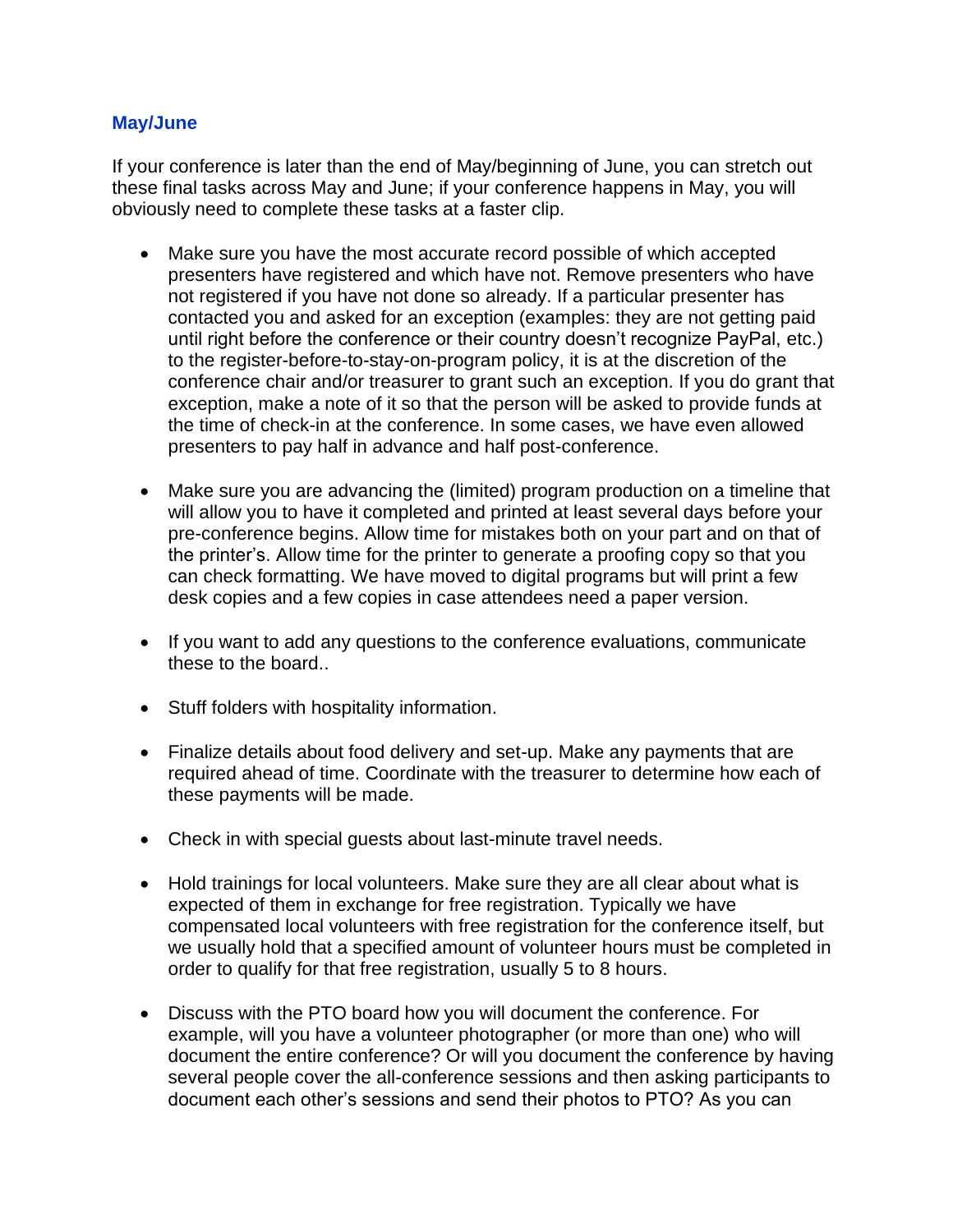## May/June

If your conference is later than the end of May/beginning of June, you can stretch out these final tasks across May and June; if your conference happens in May, you will obviously need to complete these tasks at a faster clip.

- Make sure you have the most accurate record possible of which accepted presenters have registered and which have not. Remove presenters who have not registered if you have not done so already. If a particular presenter has contacted you and asked for an exception (examples: they are not getting paid until right before the conference or their country doesn't recognize PayPal, etc.) to the register-before-to-stay-on-program policy, it is at the discretion of the conference chair and/or treasurer to grant such an exception. If you do grant that exception, make a note of it so that the person will be asked to provide funds at the time of check-in at the conference. In some cases, we have even allowed presenters to pay half in advance and half post-conference.

- Make sure you are advancing the (limited) program production on a timeline that will allow you to have it completed and printed at least several days before your pre-conference begins. Allow time for mistakes both on your part and on that of the printer's. Allow time for the printer to generate a proofing copy so that you can check formatting. We have moved to digital programs but will print a few desk copies and a few copies in case attendees need a paper version.

- If you want to add any questions to the conference evaluations, communicate these to the board..

- Stuff folders with hospitality information.

- Finalize details about food delivery and set-up. Make any payments that are required ahead of time. Coordinate with the treasurer to determine how each of these payments will be made.

- Check in with special guests about last-minute travel needs.

- Hold trainings for local volunteers. Make sure they are all clear about what is expected of them in exchange for free registration. Typically we have compensated local volunteers with free registration for the conference itself, but we usually hold that a specified amount of volunteer hours must be completed in order to qualify for that free registration, usually 5 to 8 hours.

- Discuss with the PTO board how you will document the conference. For example, will you have a volunteer photographer (or more than one) who will document the entire conference? Or will you document the conference by having several people cover the all-conference sessions and then asking participants to document each other's sessions and send their photos to PTO? As you can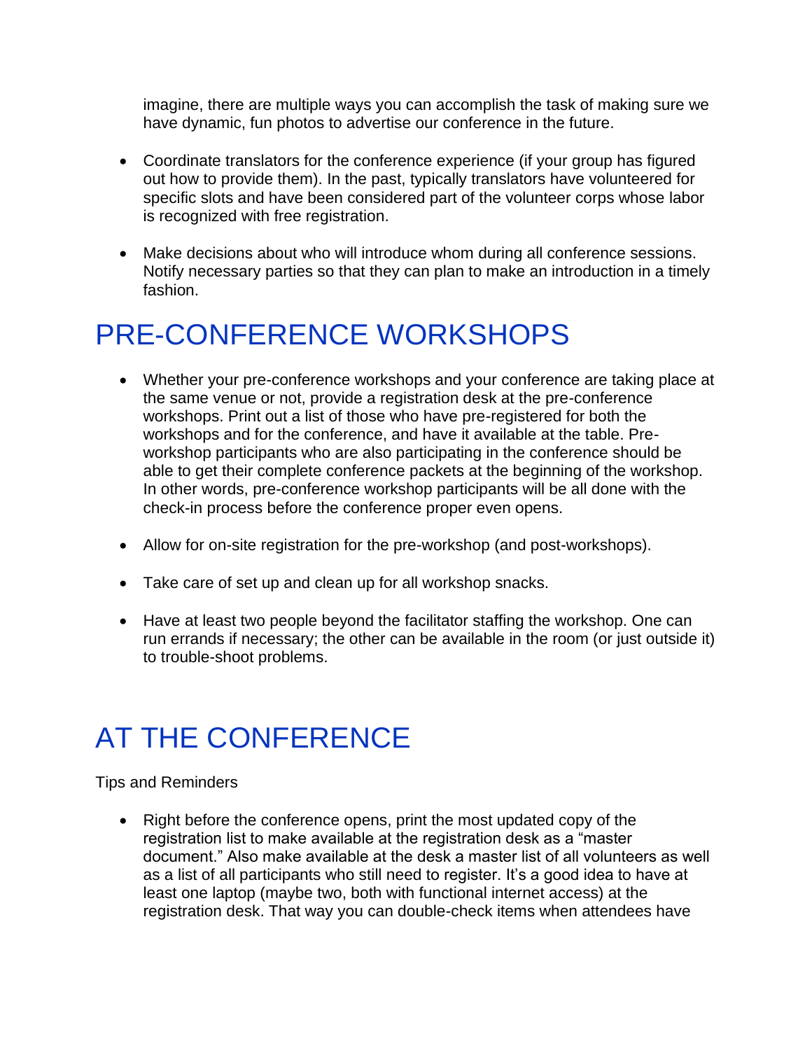imagine, there are multiple ways you can accomplish the task of making sure we have dynamic, fun photos to advertise our conference in the future.

- Coordinate translators for the conference experience (if your group has figured out how to provide them). In the past, typically translators have volunteered for specific slots and have been considered part of the volunteer corps whose labor is recognized with free registration.

- Make decisions about who will introduce whom during all conference sessions. Notify necessary parties so that they can plan to make an introduction in a timely fashion.

# PRE-CONFERENCE WORKSHOPS

- Whether your pre-conference workshops and your conference are taking place at the same venue or not, provide a registration desk at the pre-conference workshops. Print out a list of those who have pre-registered for both the workshops and for the conference, and have it available at the table. Pre-workshop participants who are also participating in the conference should be able to get their complete conference packets at the beginning of the workshop. In other words, pre-conference workshop participants will be all done with the check-in process before the conference proper even opens.

- Allow for on-site registration for the pre-workshop (and post-workshops).

- Take care of set up and clean up for all workshop snacks.

- Have at least two people beyond the facilitator staffing the workshop. One can run errands if necessary; the other can be available in the room (or just outside it) to trouble-shoot problems.

# AT THE CONFERENCE

Tips and Reminders

- Right before the conference opens, print the most updated copy of the registration list to make available at the registration desk as a "master document." Also make available at the desk a master list of all volunteers as well as a list of all participants who still need to register. It's a good idea to have at least one laptop (maybe two, both with functional internet access) at the registration desk. That way you can double-check items when attendees have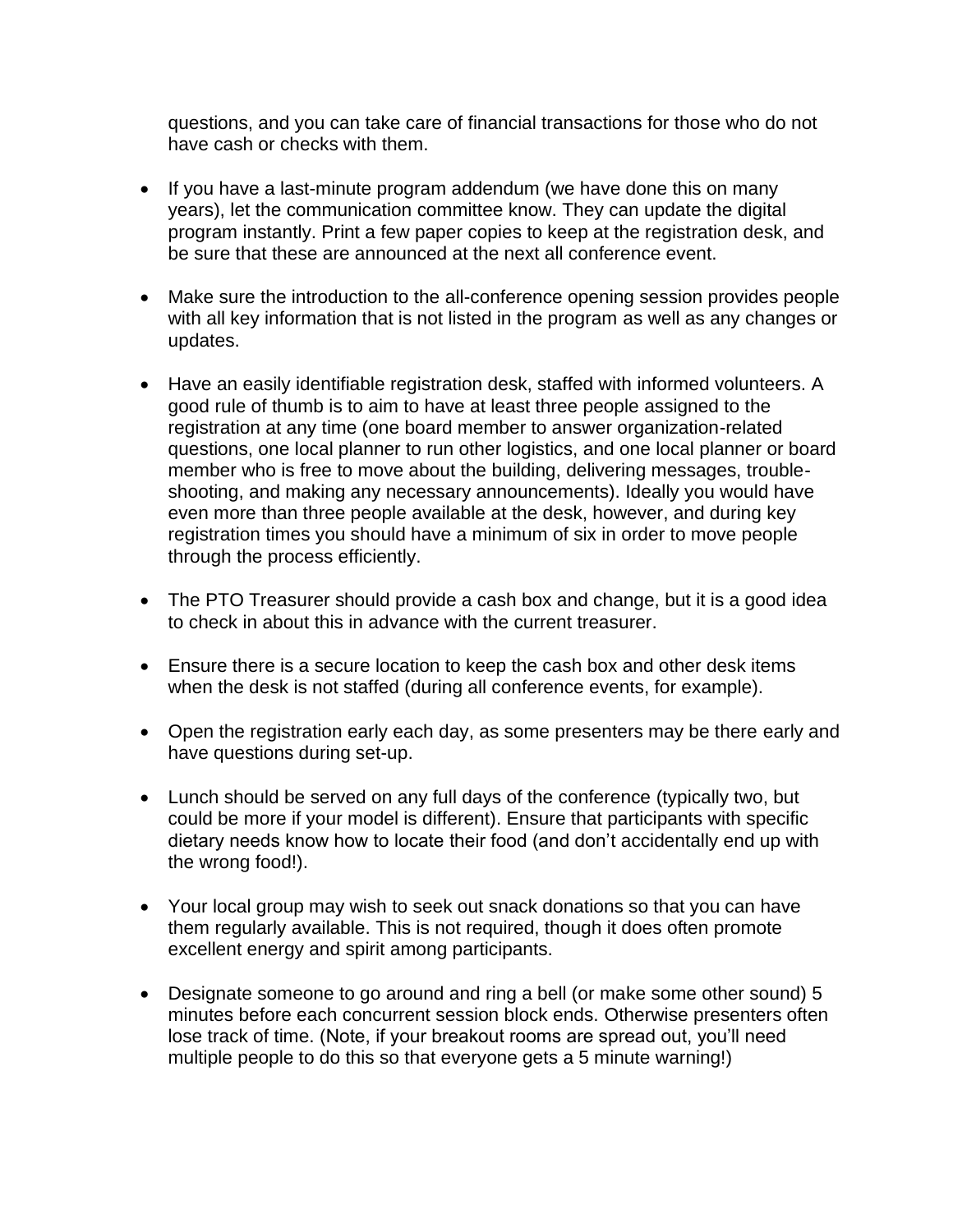questions, and you can take care of financial transactions for those who do not have cash or checks with them.

- If you have a last-minute program addendum (we have done this on many years), let the communication committee know. They can update the digital program instantly. Print a few paper copies to keep at the registration desk, and be sure that these are announced at the next all conference event.
- Make sure the introduction to the all-conference opening session provides people with all key information that is not listed in the program as well as any changes or updates.
- Have an easily identifiable registration desk, staffed with informed volunteers. A good rule of thumb is to aim to have at least three people assigned to the registration at any time (one board member to answer organization-related questions, one local planner to run other logistics, and one local planner or board member who is free to move about the building, delivering messages, trouble-shooting, and making any necessary announcements). Ideally you would have even more than three people available at the desk, however, and during key registration times you should have a minimum of six in order to move people through the process efficiently.
- The PTO Treasurer should provide a cash box and change, but it is a good idea to check in about this in advance with the current treasurer.
- Ensure there is a secure location to keep the cash box and other desk items when the desk is not staffed (during all conference events, for example).
- Open the registration early each day, as some presenters may be there early and have questions during set-up.
- Lunch should be served on any full days of the conference (typically two, but could be more if your model is different). Ensure that participants with specific dietary needs know how to locate their food (and don't accidentally end up with the wrong food!).
- Your local group may wish to seek out snack donations so that you can have them regularly available. This is not required, though it does often promote excellent energy and spirit among participants.
- Designate someone to go around and ring a bell (or make some other sound) 5 minutes before each concurrent session block ends. Otherwise presenters often lose track of time. (Note, if your breakout rooms are spread out, you'll need multiple people to do this so that everyone gets a 5 minute warning!)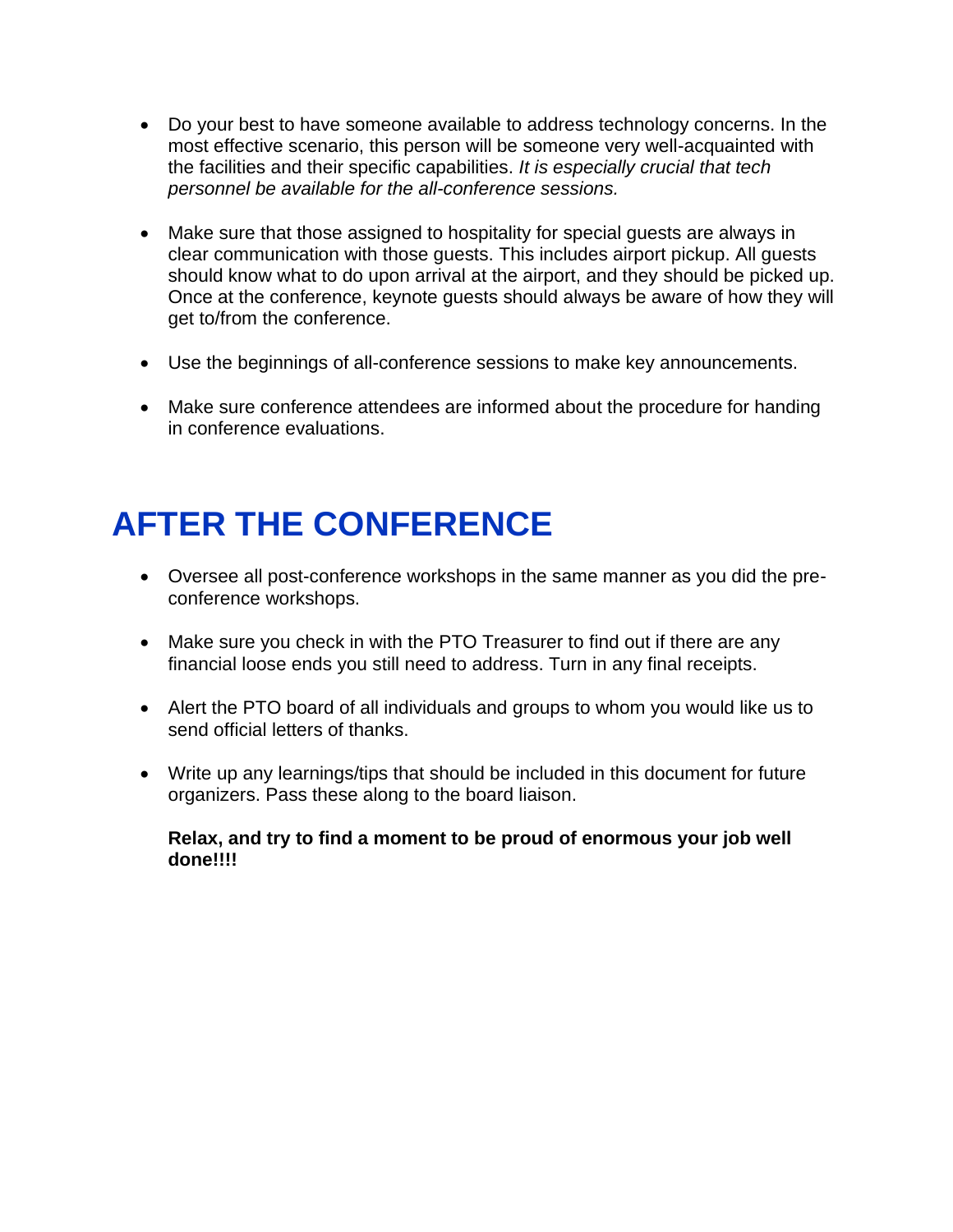- Do your best to have someone available to address technology concerns. In the most effective scenario, this person will be someone very well-acquainted with the facilities and their specific capabilities. *It is especially crucial that tech personnel be available for the all-conference sessions.*

- Make sure that those assigned to hospitality for special guests are always in clear communication with those guests. This includes airport pickup. All guests should know what to do upon arrival at the airport, and they should be picked up. Once at the conference, keynote guests should always be aware of how they will get to/from the conference.

- Use the beginnings of all-conference sessions to make key announcements.

- Make sure conference attendees are informed about the procedure for handing in conference evaluations.

# AFTER THE CONFERENCE

- Oversee all post-conference workshops in the same manner as you did the pre-conference workshops.

- Make sure you check in with the PTO Treasurer to find out if there are any financial loose ends you still need to address. Turn in any final receipts.

- Alert the PTO board of all individuals and groups to whom you would like us to send official letters of thanks.

- Write up any learnings/tips that should be included in this document for future organizers. Pass these along to the board liaison.

  **Relax, and try to find a moment to be proud of enormous your job well done!!!!**